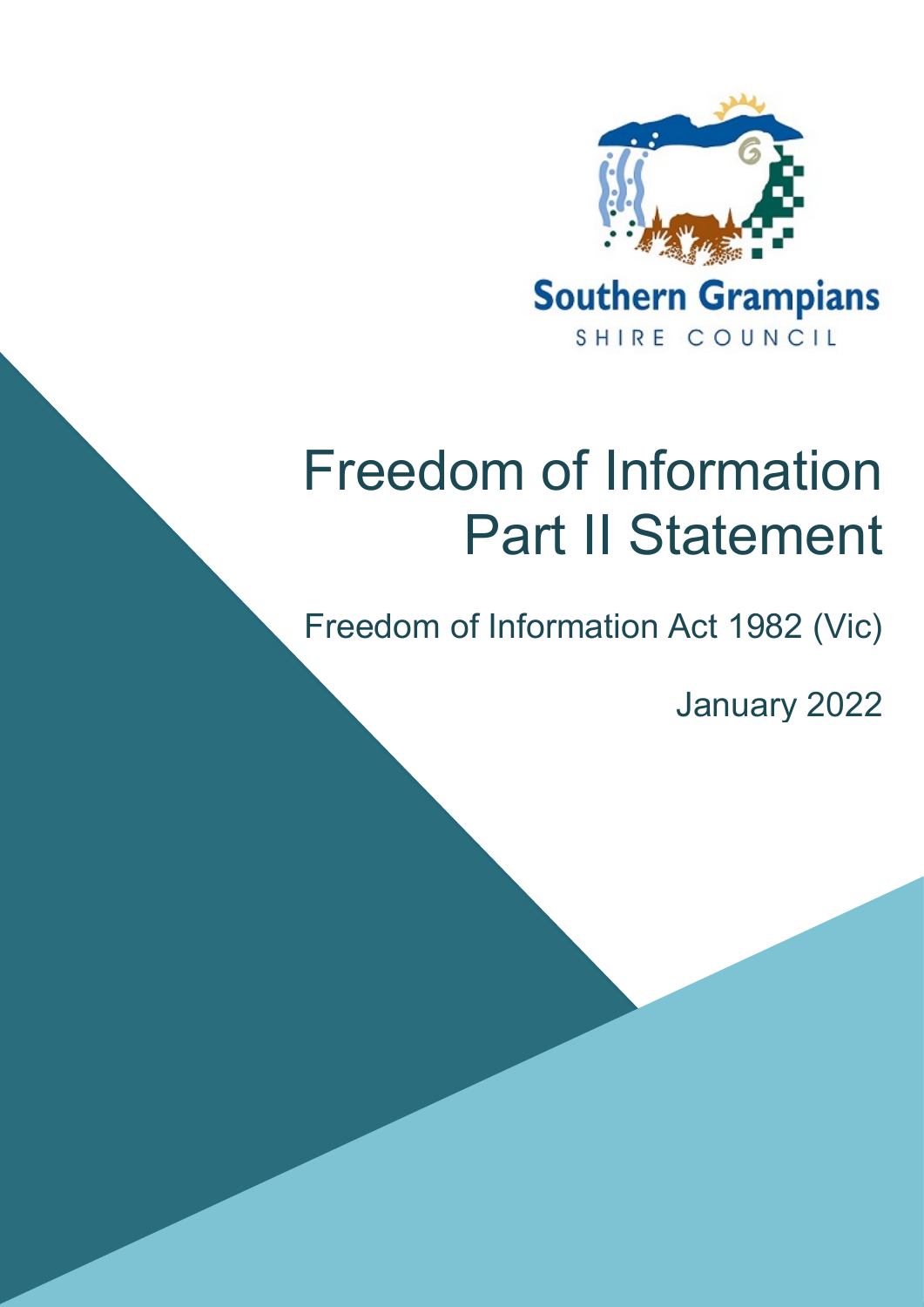Southern Grampians

SHIRE COUNCIL

# Freedom of Information Part II Statement

Freedom of Information Act 1982 (Vic)

January 2022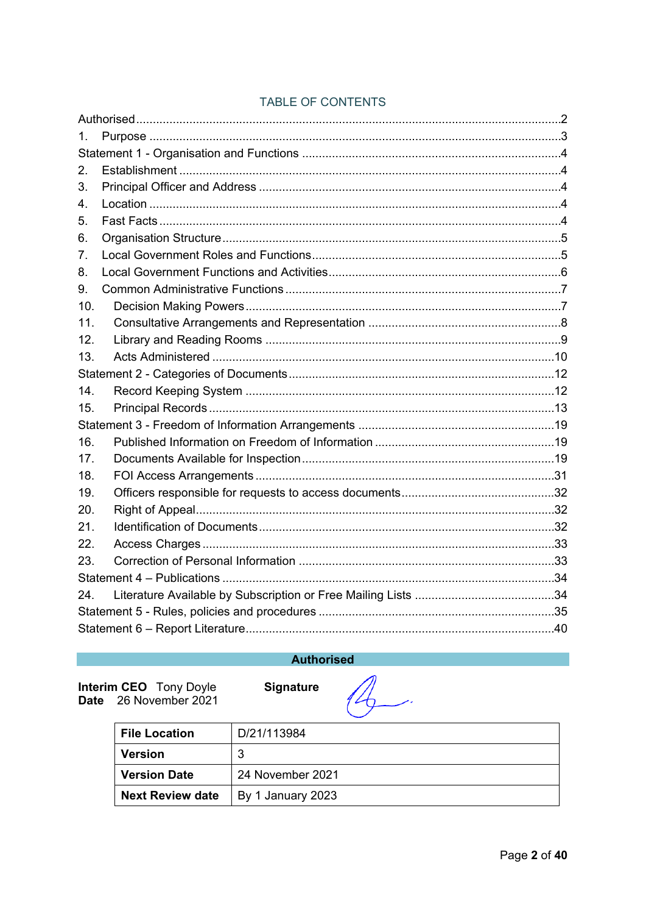## TABLE OF CONTENTS

| | |
|---|---|
| Authorised | 2 |
| 1. Purpose | 3 |
| Statement 1 - Organisation and Functions | 4 |
| 2. Establishment | 4 |
| 3. Principal Officer and Address | 4 |
| 4. Location | 4 |
| 5. Fast Facts | 4 |
| 6. Organisation Structure | 5 |
| 7. Local Government Roles and Functions | 5 |
| 8. Local Government Functions and Activities | 6 |
| 9. Common Administrative Functions | 7 |
| 10. Decision Making Powers | 7 |
| 11. Consultative Arrangements and Representation | 8 |
| 12. Library and Reading Rooms | 9 |
| 13. Acts Administered | 10 |
| Statement 2 - Categories of Documents | 12 |
| 14. Record Keeping System | 12 |
| 15. Principal Records | 13 |
| Statement 3 - Freedom of Information Arrangements | 19 |
| 16. Published Information on Freedom of Information | 19 |
| 17. Documents Available for Inspection | 19 |
| 18. FOI Access Arrangements | 31 |
| 19. Officers responsible for requests to access documents | 32 |
| 20. Right of Appeal | 32 |
| 21. Identification of Documents | 32 |
| 22. Access Charges | 33 |
| 23. Correction of Personal Information | 33 |
| Statement 4 – Publications | 34 |
| 24. Literature Available by Subscription or Free Mailing Lists | 34 |
| Statement 5 - Rules, policies and procedures | 35 |
| Statement 6 – Report Literature | 40 |

## Authorised

**Interim CEO** Tony Doyle
**Date** 26 November 2021

**Signature**

| | |
|---|---|
| **File Location** | D/21/113984 |
| **Version** | 3 |
| **Version Date** | 24 November 2021 |
| **Next Review date** | By 1 January 2023 |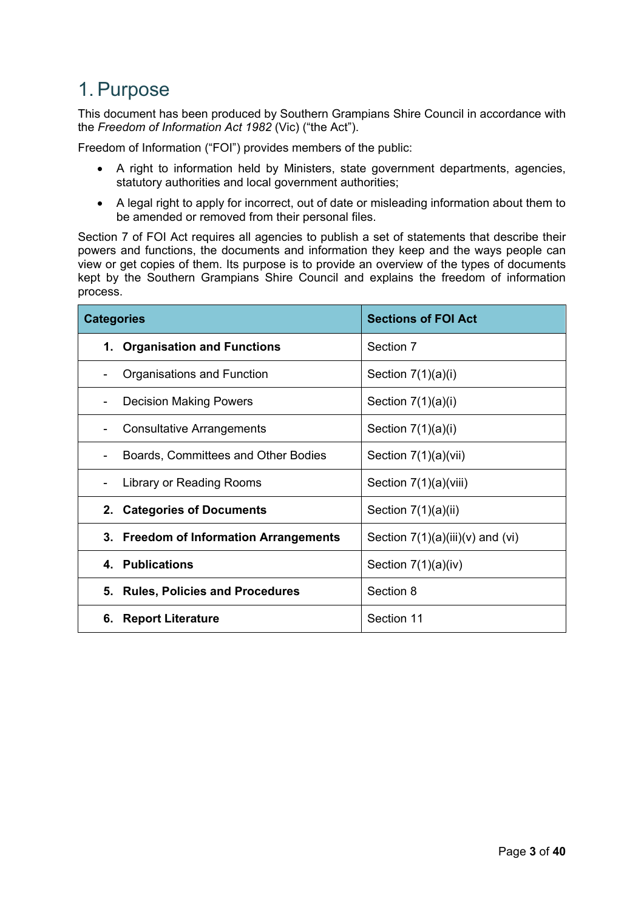# 1. Purpose

This document has been produced by Southern Grampians Shire Council in accordance with the *Freedom of Information Act 1982* (Vic) ("the Act").

Freedom of Information ("FOI") provides members of the public:

- A right to information held by Ministers, state government departments, agencies, statutory authorities and local government authorities;
- A legal right to apply for incorrect, out of date or misleading information about them to be amended or removed from their personal files.

Section 7 of FOI Act requires all agencies to publish a set of statements that describe their powers and functions, the documents and information they keep and the ways people can view or get copies of them. Its purpose is to provide an overview of the types of documents kept by the Southern Grampians Shire Council and explains the freedom of information process.

| Categories | Sections of FOI Act |
|---|---|
| **1. Organisation and Functions** | Section 7 |
| - Organisations and Function | Section 7(1)(a)(i) |
| - Decision Making Powers | Section 7(1)(a)(i) |
| - Consultative Arrangements | Section 7(1)(a)(i) |
| - Boards, Committees and Other Bodies | Section 7(1)(a)(vii) |
| - Library or Reading Rooms | Section 7(1)(a)(viii) |
| **2. Categories of Documents** | Section 7(1)(a)(ii) |
| **3. Freedom of Information Arrangements** | Section 7(1)(a)(iii)(v) and (vi) |
| **4. Publications** | Section 7(1)(a)(iv) |
| **5. Rules, Policies and Procedures** | Section 8 |
| **6. Report Literature** | Section 11 |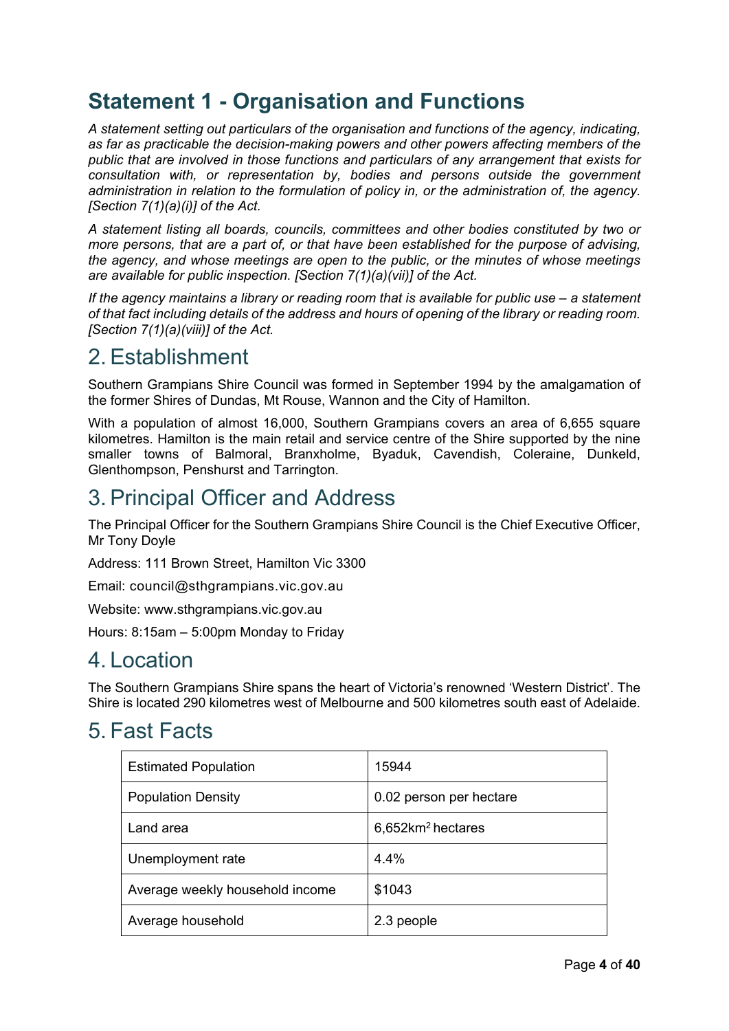# Statement 1 - Organisation and Functions

*A statement setting out particulars of the organisation and functions of the agency, indicating, as far as practicable the decision-making powers and other powers affecting members of the public that are involved in those functions and particulars of any arrangement that exists for consultation with, or representation by, bodies and persons outside the government administration in relation to the formulation of policy in, or the administration of, the agency. [Section 7(1)(a)(i)] of the Act.*

*A statement listing all boards, councils, committees and other bodies constituted by two or more persons, that are a part of, or that have been established for the purpose of advising, the agency, and whose meetings are open to the public, or the minutes of whose meetings are available for public inspection. [Section 7(1)(a)(vii)] of the Act.*

*If the agency maintains a library or reading room that is available for public use – a statement of that fact including details of the address and hours of opening of the library or reading room. [Section 7(1)(a)(viii)] of the Act.*

## 2. Establishment

Southern Grampians Shire Council was formed in September 1994 by the amalgamation of the former Shires of Dundas, Mt Rouse, Wannon and the City of Hamilton.

With a population of almost 16,000, Southern Grampians covers an area of 6,655 square kilometres. Hamilton is the main retail and service centre of the Shire supported by the nine smaller towns of Balmoral, Branxholme, Byaduk, Cavendish, Coleraine, Dunkeld, Glenthompson, Penshurst and Tarrington.

## 3. Principal Officer and Address

The Principal Officer for the Southern Grampians Shire Council is the Chief Executive Officer, Mr Tony Doyle

Address: 111 Brown Street, Hamilton Vic 3300

Email: council@sthgrampians.vic.gov.au

Website: www.sthgrampians.vic.gov.au

Hours: 8:15am – 5:00pm Monday to Friday

## 4. Location

The Southern Grampians Shire spans the heart of Victoria's renowned 'Western District'. The Shire is located 290 kilometres west of Melbourne and 500 kilometres south east of Adelaide.

## 5. Fast Facts

| | |
|---|---|
| Estimated Population | 15944 |
| Population Density | 0.02 person per hectare |
| Land area | 6,652$km^2$ hectares |
| Unemployment rate | 4.4% |
| Average weekly household income | $1043 |
| Average household | 2.3 people |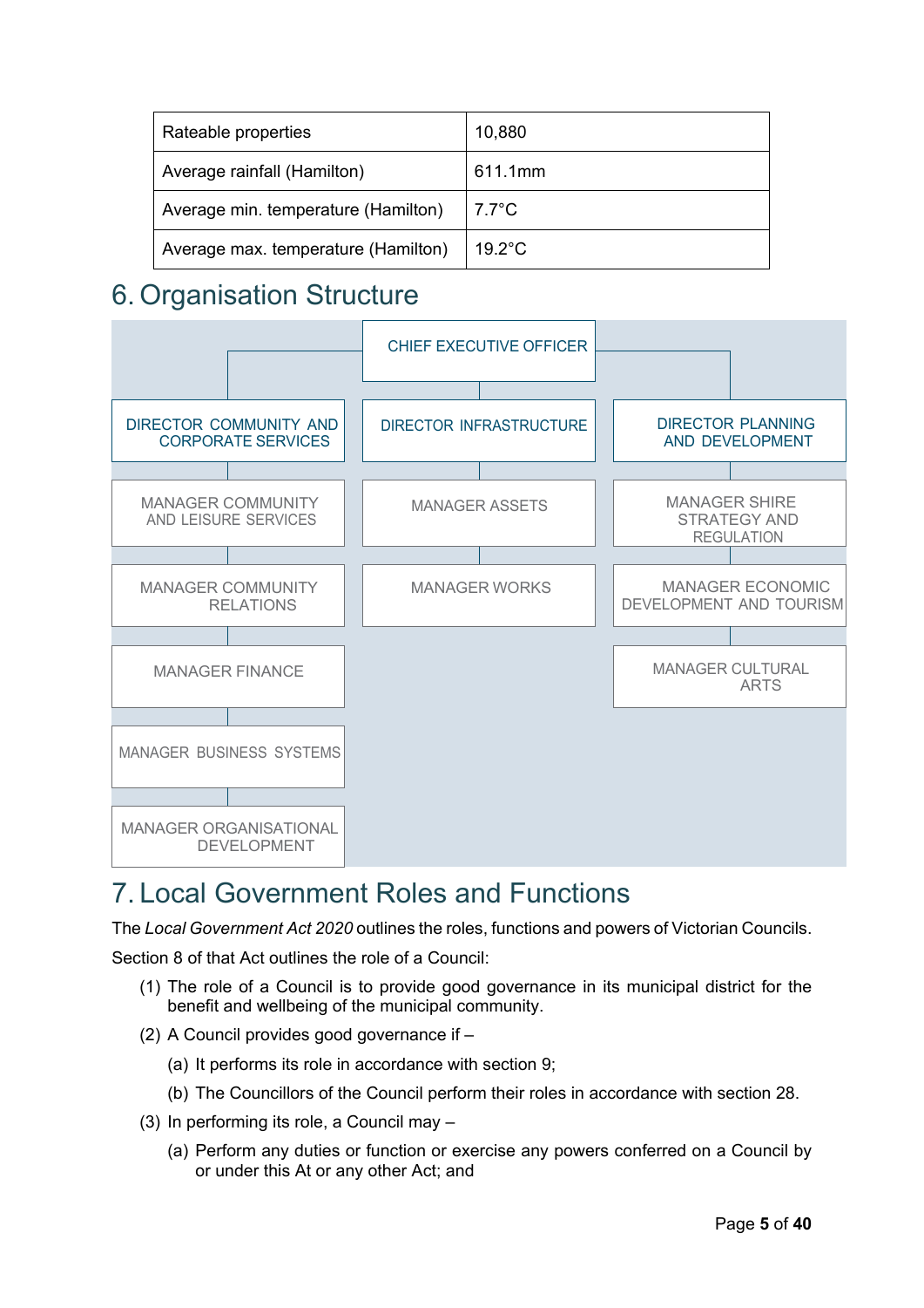| Rateable properties | 10,880 |
|---|---|
| Average rainfall (Hamilton) | 611.1mm |
| Average min. temperature (Hamilton) | 7.7°C |
| Average max. temperature (Hamilton) | 19.2°C |

# 6. Organisation Structure

- CHIEF EXECUTIVE OFFICER
  - DIRECTOR COMMUNITY AND CORPORATE SERVICES
    - MANAGER COMMUNITY AND LEISURE SERVICES
    - MANAGER COMMUNITY RELATIONS
    - MANAGER FINANCE
    - MANAGER BUSINESS SYSTEMS
    - MANAGER ORGANISATIONAL DEVELOPMENT
  - DIRECTOR INFRASTRUCTURE
    - MANAGER ASSETS
    - MANAGER WORKS
  - DIRECTOR PLANNING AND DEVELOPMENT
    - MANAGER SHIRE STRATEGY AND REGULATION
    - MANAGER ECONOMIC DEVELOPMENT AND TOURISM
    - MANAGER CULTURAL ARTS

# 7. Local Government Roles and Functions

The *Local Government Act 2020* outlines the roles, functions and powers of Victorian Councils.

Section 8 of that Act outlines the role of a Council:

(1) The role of a Council is to provide good governance in its municipal district for the benefit and wellbeing of the municipal community.

(2) A Council provides good governance if –

   (a) It performs its role in accordance with section 9;

   (b) The Councillors of the Council perform their roles in accordance with section 28.

(3) In performing its role, a Council may –

   (a) Perform any duties or function or exercise any powers conferred on a Council by or under this At or any other Act; and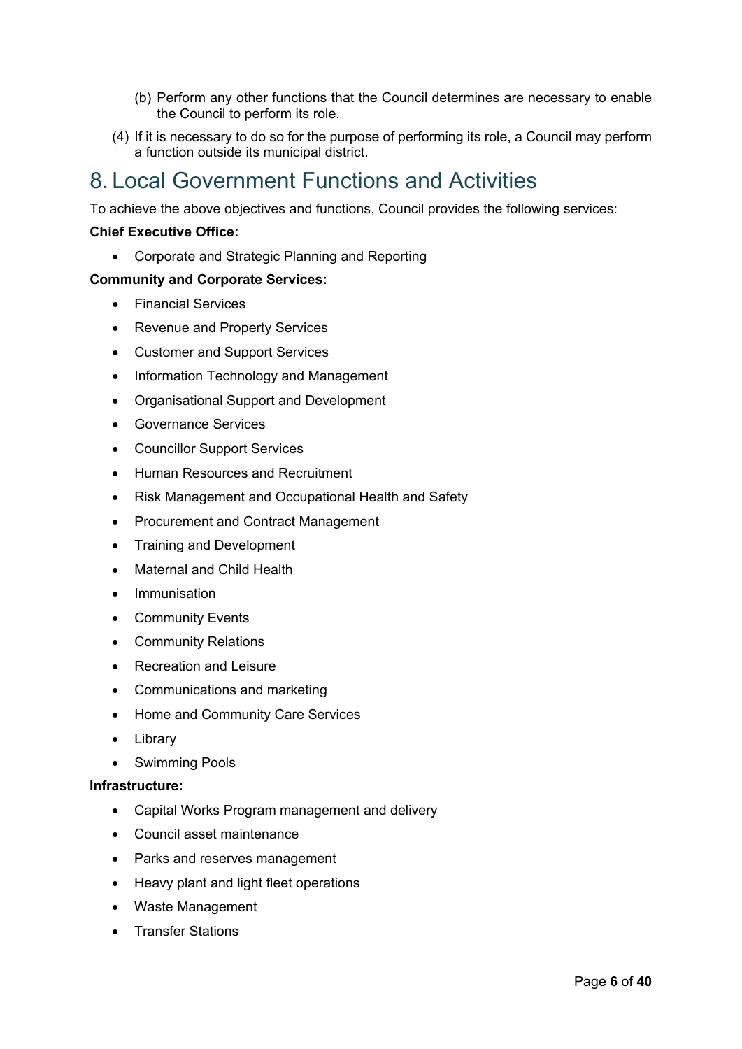(b) Perform any other functions that the Council determines are necessary to enable the Council to perform its role.

(4) If it is necessary to do so for the purpose of performing its role, a Council may perform a function outside its municipal district.

# 8. Local Government Functions and Activities

To achieve the above objectives and functions, Council provides the following services:

**Chief Executive Office:**

- Corporate and Strategic Planning and Reporting

**Community and Corporate Services:**

- Financial Services
- Revenue and Property Services
- Customer and Support Services
- Information Technology and Management
- Organisational Support and Development
- Governance Services
- Councillor Support Services
- Human Resources and Recruitment
- Risk Management and Occupational Health and Safety
- Procurement and Contract Management
- Training and Development
- Maternal and Child Health
- Immunisation
- Community Events
- Community Relations
- Recreation and Leisure
- Communications and marketing
- Home and Community Care Services
- Library
- Swimming Pools

**Infrastructure:**

- Capital Works Program management and delivery
- Council asset maintenance
- Parks and reserves management
- Heavy plant and light fleet operations
- Waste Management
- Transfer Stations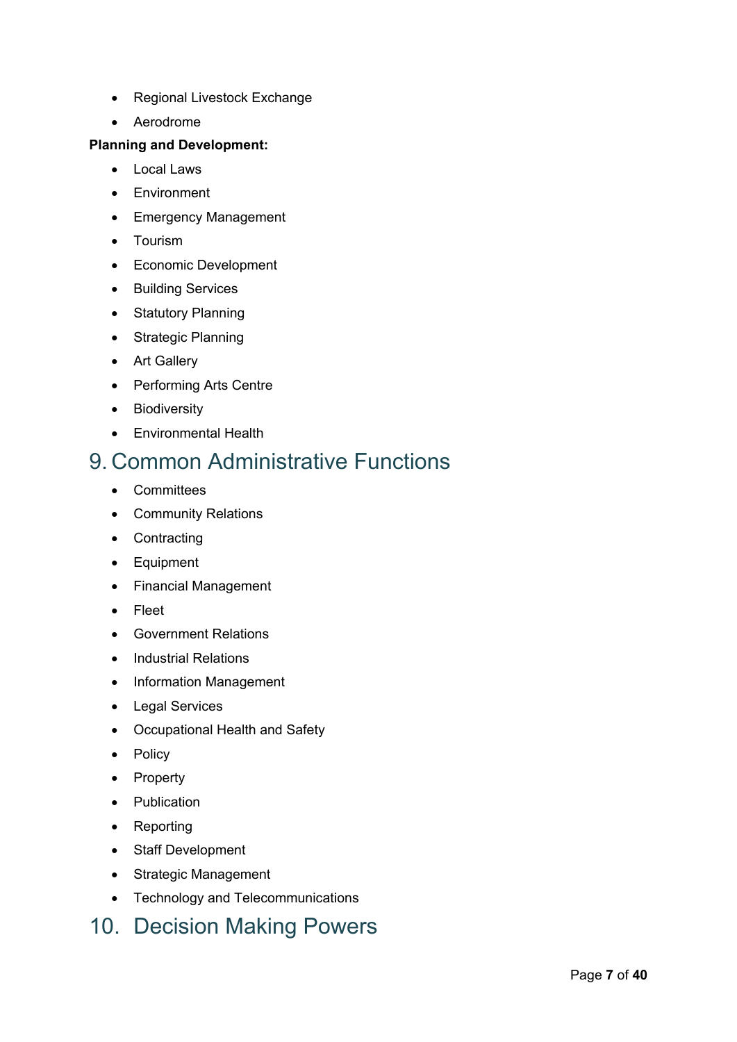- Regional Livestock Exchange
- Aerodrome

**Planning and Development:**

- Local Laws
- Environment
- Emergency Management
- Tourism
- Economic Development
- Building Services
- Statutory Planning
- Strategic Planning
- Art Gallery
- Performing Arts Centre
- Biodiversity
- Environmental Health

# 9. Common Administrative Functions

- Committees
- Community Relations
- Contracting
- Equipment
- Financial Management
- Fleet
- Government Relations
- Industrial Relations
- Information Management
- Legal Services
- Occupational Health and Safety
- Policy
- Property
- Publication
- Reporting
- Staff Development
- Strategic Management
- Technology and Telecommunications

# 10. Decision Making Powers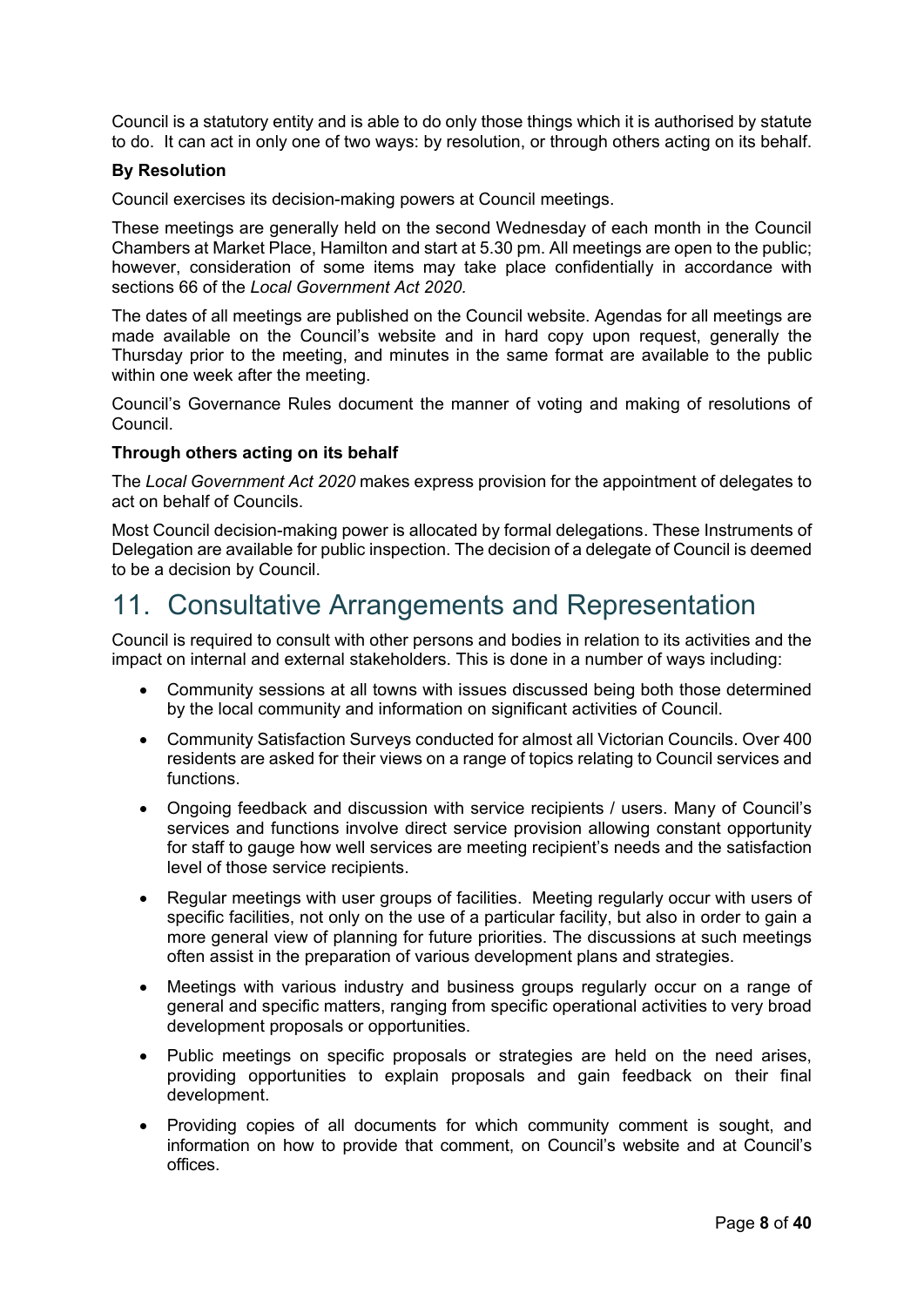Council is a statutory entity and is able to do only those things which it is authorised by statute to do. It can act in only one of two ways: by resolution, or through others acting on its behalf.

**By Resolution**

Council exercises its decision-making powers at Council meetings.

These meetings are generally held on the second Wednesday of each month in the Council Chambers at Market Place, Hamilton and start at 5.30 pm. All meetings are open to the public; however, consideration of some items may take place confidentially in accordance with sections 66 of the *Local Government Act 2020.*

The dates of all meetings are published on the Council website. Agendas for all meetings are made available on the Council's website and in hard copy upon request, generally the Thursday prior to the meeting, and minutes in the same format are available to the public within one week after the meeting.

Council's Governance Rules document the manner of voting and making of resolutions of Council.

**Through others acting on its behalf**

The *Local Government Act 2020* makes express provision for the appointment of delegates to act on behalf of Councils.

Most Council decision-making power is allocated by formal delegations. These Instruments of Delegation are available for public inspection. The decision of a delegate of Council is deemed to be a decision by Council.

# 11. Consultative Arrangements and Representation

Council is required to consult with other persons and bodies in relation to its activities and the impact on internal and external stakeholders. This is done in a number of ways including:

- Community sessions at all towns with issues discussed being both those determined by the local community and information on significant activities of Council.
- Community Satisfaction Surveys conducted for almost all Victorian Councils. Over 400 residents are asked for their views on a range of topics relating to Council services and functions.
- Ongoing feedback and discussion with service recipients / users. Many of Council's services and functions involve direct service provision allowing constant opportunity for staff to gauge how well services are meeting recipient's needs and the satisfaction level of those service recipients.
- Regular meetings with user groups of facilities. Meeting regularly occur with users of specific facilities, not only on the use of a particular facility, but also in order to gain a more general view of planning for future priorities. The discussions at such meetings often assist in the preparation of various development plans and strategies.
- Meetings with various industry and business groups regularly occur on a range of general and specific matters, ranging from specific operational activities to very broad development proposals or opportunities.
- Public meetings on specific proposals or strategies are held on the need arises, providing opportunities to explain proposals and gain feedback on their final development.
- Providing copies of all documents for which community comment is sought, and information on how to provide that comment, on Council's website and at Council's offices.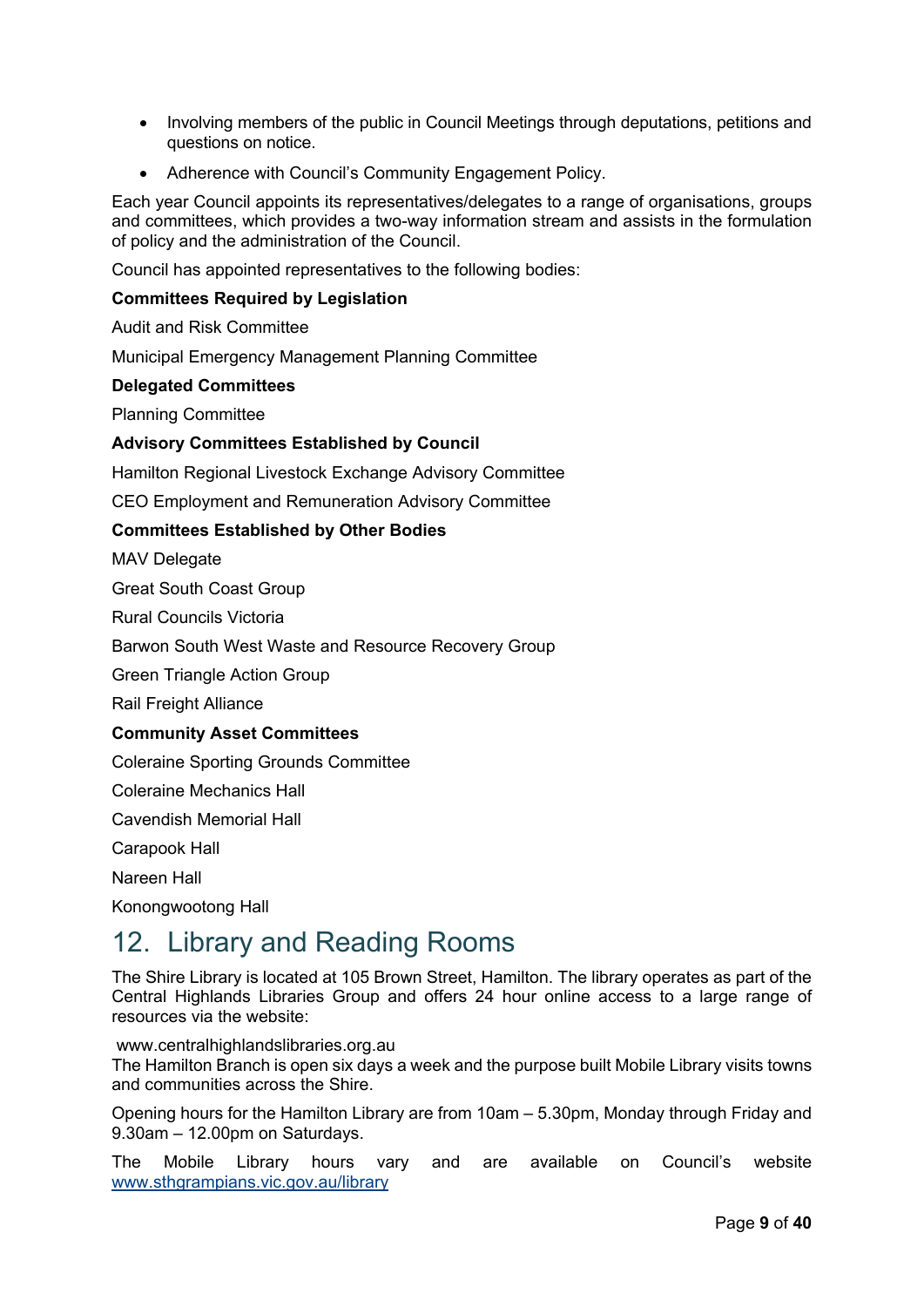- Involving members of the public in Council Meetings through deputations, petitions and questions on notice.
- Adherence with Council's Community Engagement Policy.

Each year Council appoints its representatives/delegates to a range of organisations, groups and committees, which provides a two-way information stream and assists in the formulation of policy and the administration of the Council.

Council has appointed representatives to the following bodies:

**Committees Required by Legislation**

Audit and Risk Committee

Municipal Emergency Management Planning Committee

**Delegated Committees**

Planning Committee

**Advisory Committees Established by Council**

Hamilton Regional Livestock Exchange Advisory Committee

CEO Employment and Remuneration Advisory Committee

**Committees Established by Other Bodies**

MAV Delegate

Great South Coast Group

Rural Councils Victoria

Barwon South West Waste and Resource Recovery Group

Green Triangle Action Group

Rail Freight Alliance

**Community Asset Committees**

Coleraine Sporting Grounds Committee

Coleraine Mechanics Hall

Cavendish Memorial Hall

Carapook Hall

Nareen Hall

Konongwootong Hall

# 12. Library and Reading Rooms

The Shire Library is located at 105 Brown Street, Hamilton. The library operates as part of the Central Highlands Libraries Group and offers 24 hour online access to a large range of resources via the website:

www.centralhighlandslibraries.org.au
The Hamilton Branch is open six days a week and the purpose built Mobile Library visits towns and communities across the Shire.

Opening hours for the Hamilton Library are from 10am – 5.30pm, Monday through Friday and 9.30am – 12.00pm on Saturdays.

The Mobile Library hours vary and are available on Council's website [www.sthgrampians.vic.gov.au/library](www.sthgrampians.vic.gov.au/library)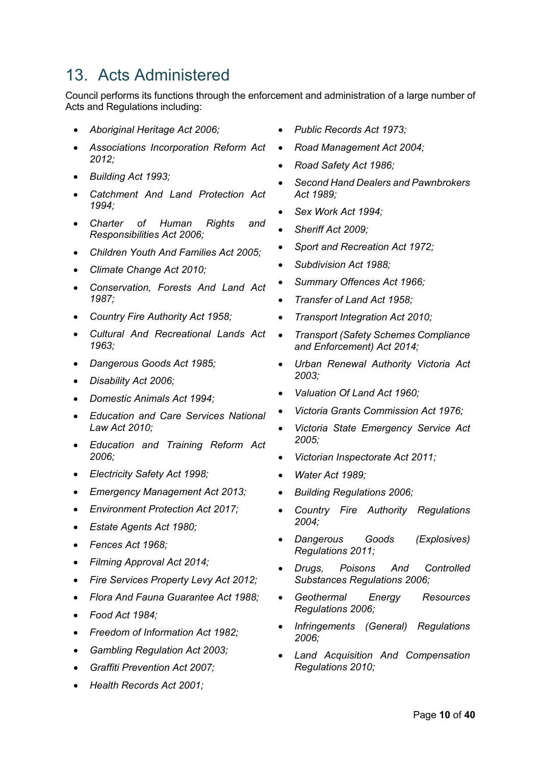## 13. Acts Administered

Council performs its functions through the enforcement and administration of a large number of Acts and Regulations including:

- *Aboriginal Heritage Act 2006;*
- *Associations Incorporation Reform Act 2012;*
- *Building Act 1993;*
- *Catchment And Land Protection Act 1994;*
- *Charter of Human Rights and Responsibilities Act 2006;*
- *Children Youth And Families Act 2005;*
- *Climate Change Act 2010;*
- *Conservation, Forests And Land Act 1987;*
- *Country Fire Authority Act 1958;*
- *Cultural And Recreational Lands Act 1963;*
- *Dangerous Goods Act 1985;*
- *Disability Act 2006;*
- *Domestic Animals Act 1994;*
- *Education and Care Services National Law Act 2010;*
- *Education and Training Reform Act 2006;*
- *Electricity Safety Act 1998;*
- *Emergency Management Act 2013;*
- *Environment Protection Act 2017;*
- *Estate Agents Act 1980;*
- *Fences Act 1968;*
- *Filming Approval Act 2014;*
- *Fire Services Property Levy Act 2012;*
- *Flora And Fauna Guarantee Act 1988;*
- *Food Act 1984;*
- *Freedom of Information Act 1982;*
- *Gambling Regulation Act 2003;*
- *Graffiti Prevention Act 2007;*
- *Health Records Act 2001;*
- *Public Records Act 1973;*
- *Road Management Act 2004;*
- *Road Safety Act 1986;*
- *Second Hand Dealers and Pawnbrokers Act 1989;*
- *Sex Work Act 1994;*
- *Sheriff Act 2009;*
- *Sport and Recreation Act 1972;*
- *Subdivision Act 1988;*
- *Summary Offences Act 1966;*
- *Transfer of Land Act 1958;*
- *Transport Integration Act 2010;*
- *Transport (Safety Schemes Compliance and Enforcement) Act 2014;*
- *Urban Renewal Authority Victoria Act 2003;*
- *Valuation Of Land Act 1960;*
- *Victoria Grants Commission Act 1976;*
- *Victoria State Emergency Service Act 2005;*
- *Victorian Inspectorate Act 2011;*
- *Water Act 1989;*
- *Building Regulations 2006;*
- *Country Fire Authority Regulations 2004;*
- *Dangerous Goods (Explosives) Regulations 2011;*
- *Drugs, Poisons And Controlled Substances Regulations 2006;*
- *Geothermal Energy Resources Regulations 2006;*
- *Infringements (General) Regulations 2006;*
- *Land Acquisition And Compensation Regulations 2010;*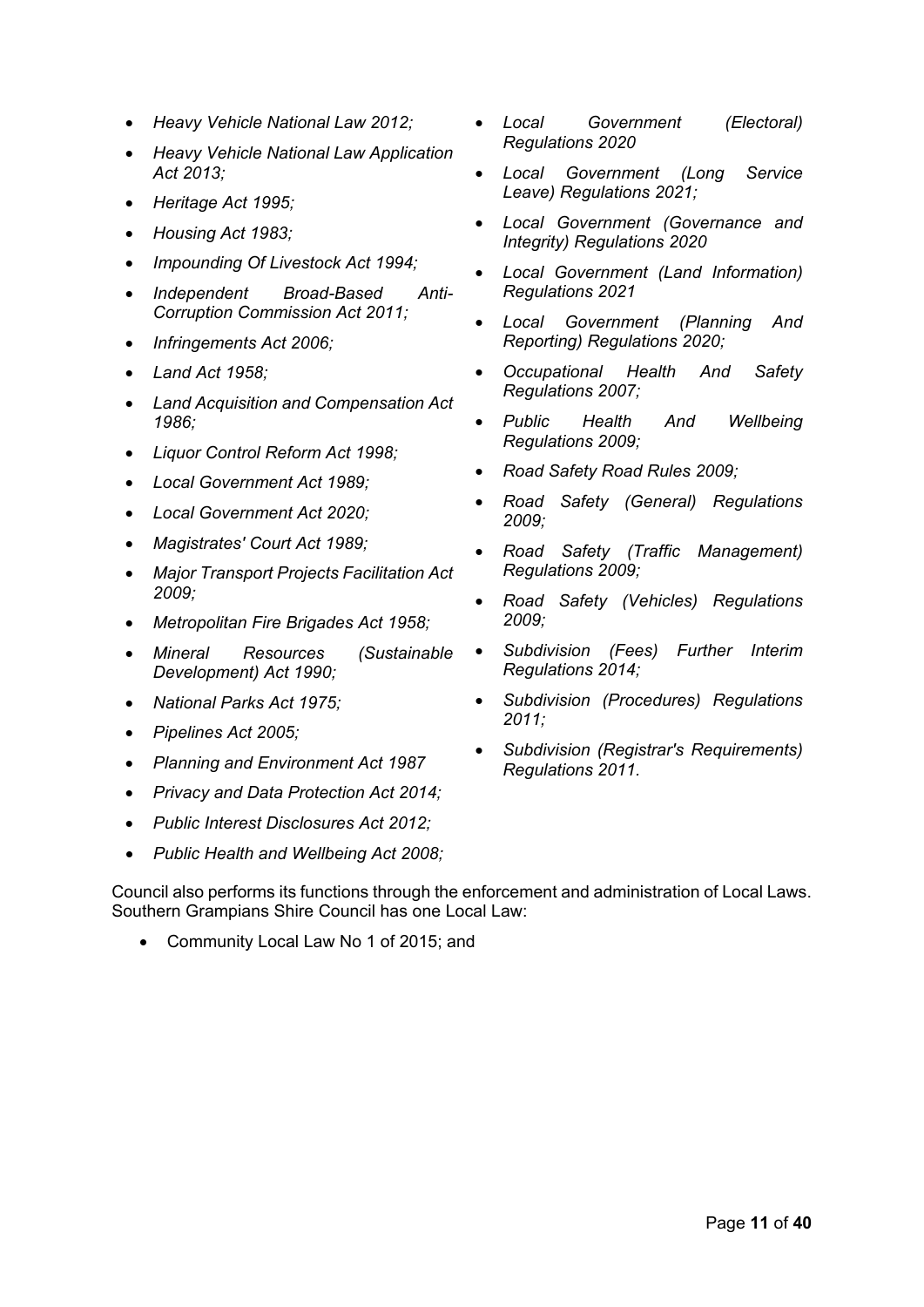- *Heavy Vehicle National Law 2012;*
- *Heavy Vehicle National Law Application Act 2013;*
- *Heritage Act 1995;*
- *Housing Act 1983;*
- *Impounding Of Livestock Act 1994;*
- *Independent Broad-Based Anti-Corruption Commission Act 2011;*
- *Infringements Act 2006;*
- *Land Act 1958;*
- *Land Acquisition and Compensation Act 1986;*
- *Liquor Control Reform Act 1998;*
- *Local Government Act 1989;*
- *Local Government Act 2020;*
- *Magistrates' Court Act 1989;*
- *Major Transport Projects Facilitation Act 2009;*
- *Metropolitan Fire Brigades Act 1958;*
- *Mineral Resources (Sustainable Development) Act 1990;*
- *National Parks Act 1975;*
- *Pipelines Act 2005;*
- *Planning and Environment Act 1987*
- *Privacy and Data Protection Act 2014;*
- *Public Interest Disclosures Act 2012;*
- *Public Health and Wellbeing Act 2008;*
- *Local Government (Electoral) Regulations 2020*
- *Local Government (Long Service Leave) Regulations 2021;*
- *Local Government (Governance and Integrity) Regulations 2020*
- *Local Government (Land Information) Regulations 2021*
- *Local Government (Planning And Reporting) Regulations 2020;*
- *Occupational Health And Safety Regulations 2007;*
- *Public Health And Wellbeing Regulations 2009;*
- *Road Safety Road Rules 2009;*
- *Road Safety (General) Regulations 2009;*
- *Road Safety (Traffic Management) Regulations 2009;*
- *Road Safety (Vehicles) Regulations 2009;*
- *Subdivision (Fees) Further Interim Regulations 2014;*
- *Subdivision (Procedures) Regulations 2011;*
- *Subdivision (Registrar's Requirements) Regulations 2011.*

Council also performs its functions through the enforcement and administration of Local Laws. Southern Grampians Shire Council has one Local Law:

- Community Local Law No 1 of 2015; and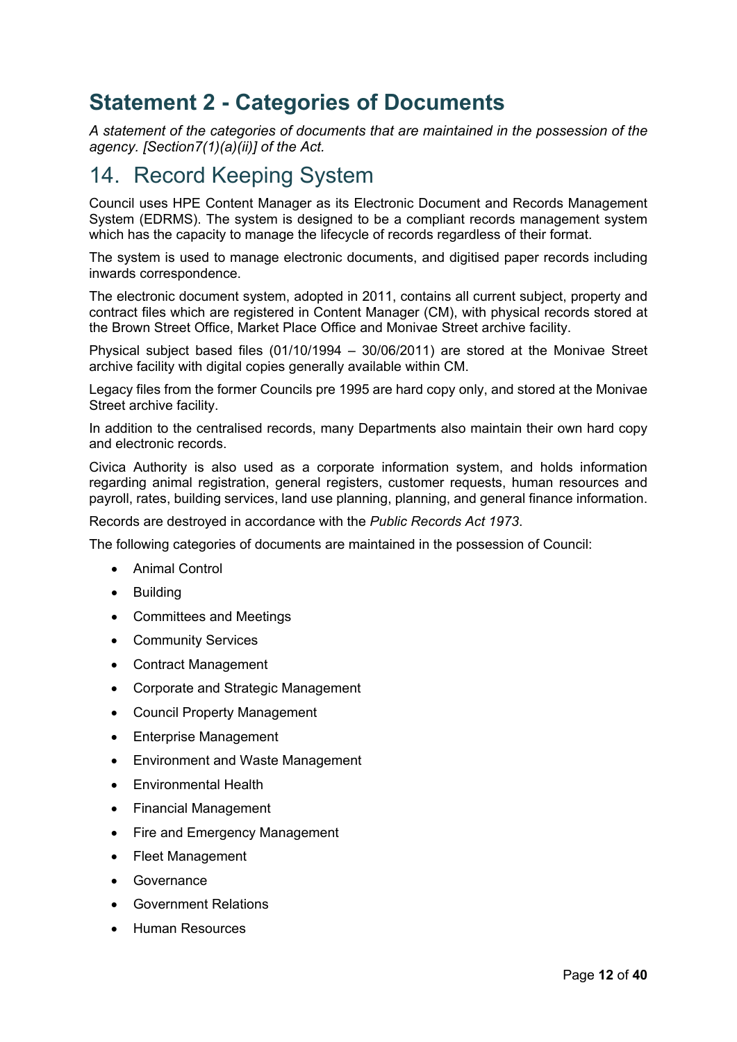# Statement 2 - Categories of Documents

*A statement of the categories of documents that are maintained in the possession of the agency. [Section7(1)(a)(ii)] of the Act.*

## 14. Record Keeping System

Council uses HPE Content Manager as its Electronic Document and Records Management System (EDRMS). The system is designed to be a compliant records management system which has the capacity to manage the lifecycle of records regardless of their format.

The system is used to manage electronic documents, and digitised paper records including inwards correspondence.

The electronic document system, adopted in 2011, contains all current subject, property and contract files which are registered in Content Manager (CM), with physical records stored at the Brown Street Office, Market Place Office and Monivae Street archive facility.

Physical subject based files (01/10/1994 – 30/06/2011) are stored at the Monivae Street archive facility with digital copies generally available within CM.

Legacy files from the former Councils pre 1995 are hard copy only, and stored at the Monivae Street archive facility.

In addition to the centralised records, many Departments also maintain their own hard copy and electronic records.

Civica Authority is also used as a corporate information system, and holds information regarding animal registration, general registers, customer requests, human resources and payroll, rates, building services, land use planning, planning, and general finance information.

Records are destroyed in accordance with the *Public Records Act 1973*.

The following categories of documents are maintained in the possession of Council:

- Animal Control
- Building
- Committees and Meetings
- Community Services
- Contract Management
- Corporate and Strategic Management
- Council Property Management
- Enterprise Management
- Environment and Waste Management
- Environmental Health
- Financial Management
- Fire and Emergency Management
- Fleet Management
- Governance
- Government Relations
- Human Resources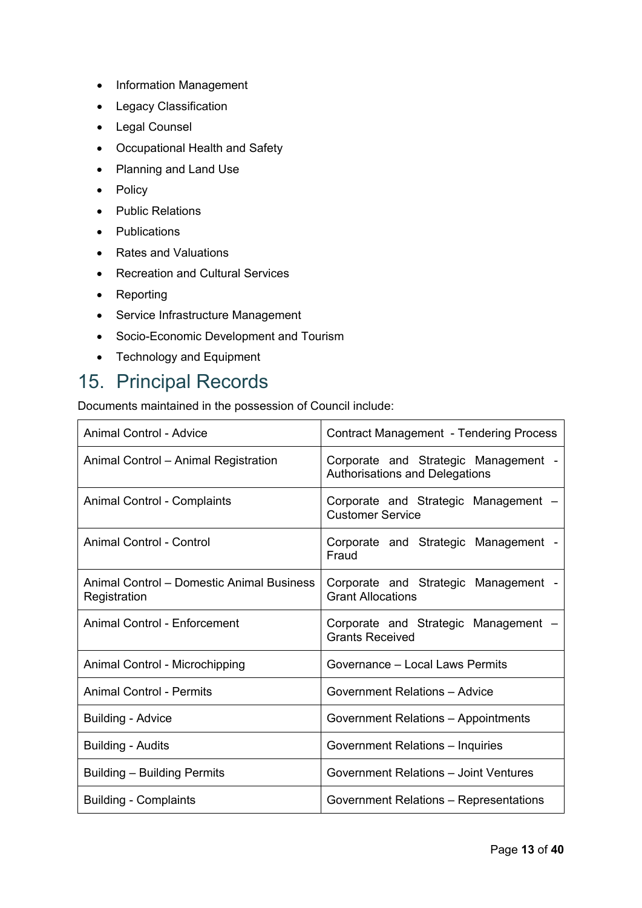- Information Management
- Legacy Classification
- Legal Counsel
- Occupational Health and Safety
- Planning and Land Use
- Policy
- Public Relations
- Publications
- Rates and Valuations
- Recreation and Cultural Services
- Reporting
- Service Infrastructure Management
- Socio-Economic Development and Tourism
- Technology and Equipment

# 15. Principal Records

Documents maintained in the possession of Council include:

| | |
|---|---|
| Animal Control - Advice | Contract Management - Tendering Process |
| Animal Control – Animal Registration | Corporate and Strategic Management - Authorisations and Delegations |
| Animal Control - Complaints | Corporate and Strategic Management – Customer Service |
| Animal Control - Control | Corporate and Strategic Management - Fraud |
| Animal Control – Domestic Animal Business Registration | Corporate and Strategic Management - Grant Allocations |
| Animal Control - Enforcement | Corporate and Strategic Management – Grants Received |
| Animal Control - Microchipping | Governance – Local Laws Permits |
| Animal Control - Permits | Government Relations – Advice |
| Building - Advice | Government Relations – Appointments |
| Building - Audits | Government Relations – Inquiries |
| Building – Building Permits | Government Relations – Joint Ventures |
| Building - Complaints | Government Relations – Representations |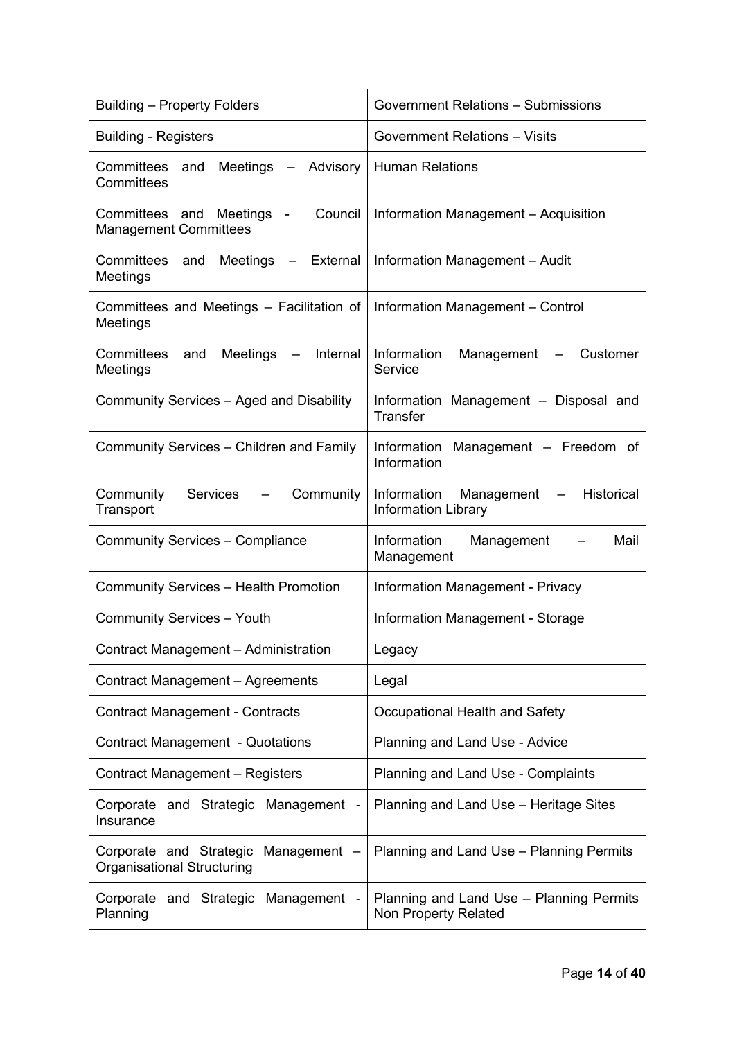| Building – Property Folders | Government Relations – Submissions |
|---|---|
| Building - Registers | Government Relations – Visits |
| Committees and Meetings – Advisory Committees | Human Relations |
| Committees and Meetings - Council Management Committees | Information Management – Acquisition |
| Committees and Meetings – External Meetings | Information Management – Audit |
| Committees and Meetings – Facilitation of Meetings | Information Management – Control |
| Committees and Meetings – Internal Meetings | Information Management – Customer Service |
| Community Services – Aged and Disability | Information Management – Disposal and Transfer |
| Community Services – Children and Family | Information Management – Freedom of Information |
| Community Services – Community Transport | Information Management – Historical Information Library |
| Community Services – Compliance | Information Management – Mail Management |
| Community Services – Health Promotion | Information Management - Privacy |
| Community Services – Youth | Information Management - Storage |
| Contract Management – Administration | Legacy |
| Contract Management – Agreements | Legal |
| Contract Management - Contracts | Occupational Health and Safety |
| Contract Management - Quotations | Planning and Land Use - Advice |
| Contract Management – Registers | Planning and Land Use - Complaints |
| Corporate and Strategic Management - Insurance | Planning and Land Use – Heritage Sites |
| Corporate and Strategic Management – Organisational Structuring | Planning and Land Use – Planning Permits |
| Corporate and Strategic Management - Planning | Planning and Land Use – Planning Permits Non Property Related |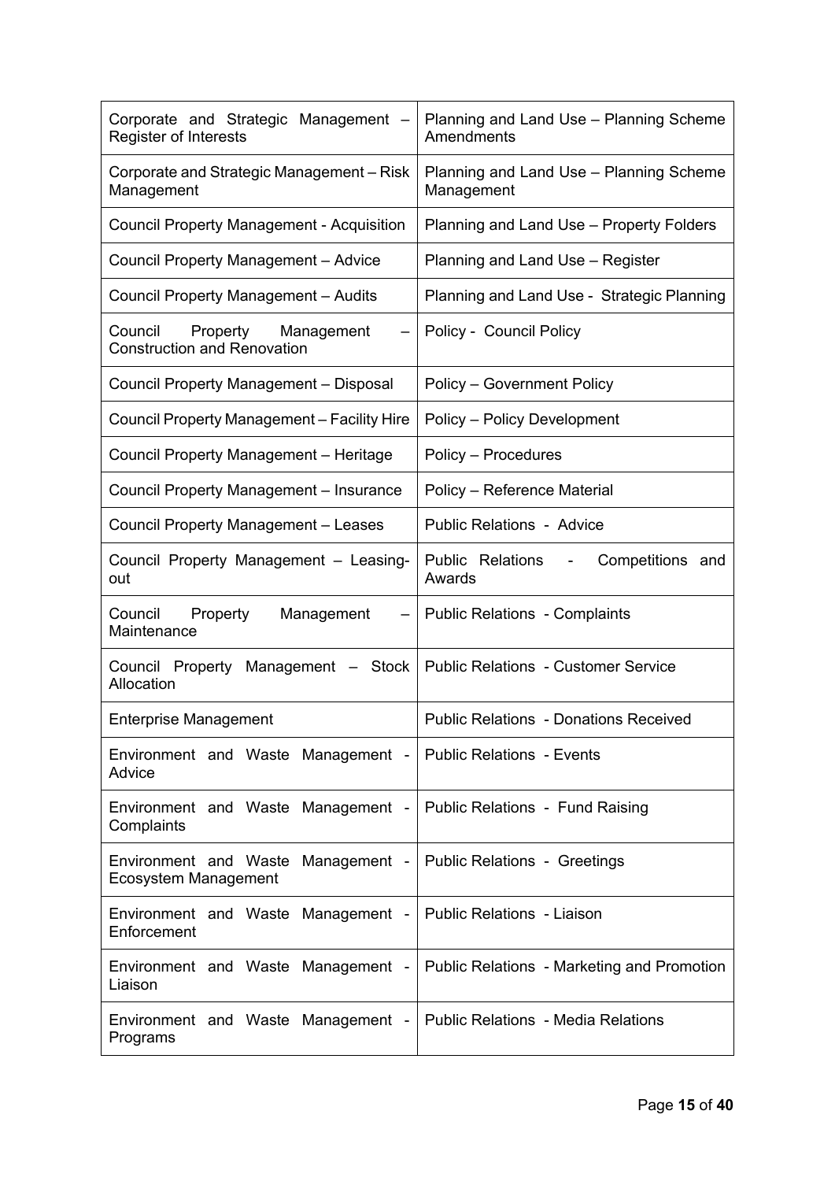| Corporate and Strategic Management – Register of Interests | Planning and Land Use – Planning Scheme Amendments |
|---|---|
| Corporate and Strategic Management – Risk Management | Planning and Land Use – Planning Scheme Management |
| Council Property Management - Acquisition | Planning and Land Use – Property Folders |
| Council Property Management – Advice | Planning and Land Use – Register |
| Council Property Management – Audits | Planning and Land Use - Strategic Planning |
| Council Property Management – Construction and Renovation | Policy - Council Policy |
| Council Property Management – Disposal | Policy – Government Policy |
| Council Property Management – Facility Hire | Policy – Policy Development |
| Council Property Management – Heritage | Policy – Procedures |
| Council Property Management – Insurance | Policy – Reference Material |
| Council Property Management – Leases | Public Relations - Advice |
| Council Property Management – Leasing-out | Public Relations - Competitions and Awards |
| Council Property Management – Maintenance | Public Relations - Complaints |
| Council Property Management – Stock Allocation | Public Relations - Customer Service |
| Enterprise Management | Public Relations - Donations Received |
| Environment and Waste Management - Advice | Public Relations - Events |
| Environment and Waste Management - Complaints | Public Relations - Fund Raising |
| Environment and Waste Management - Ecosystem Management | Public Relations - Greetings |
| Environment and Waste Management - Enforcement | Public Relations - Liaison |
| Environment and Waste Management - Liaison | Public Relations - Marketing and Promotion |
| Environment and Waste Management - Programs | Public Relations - Media Relations |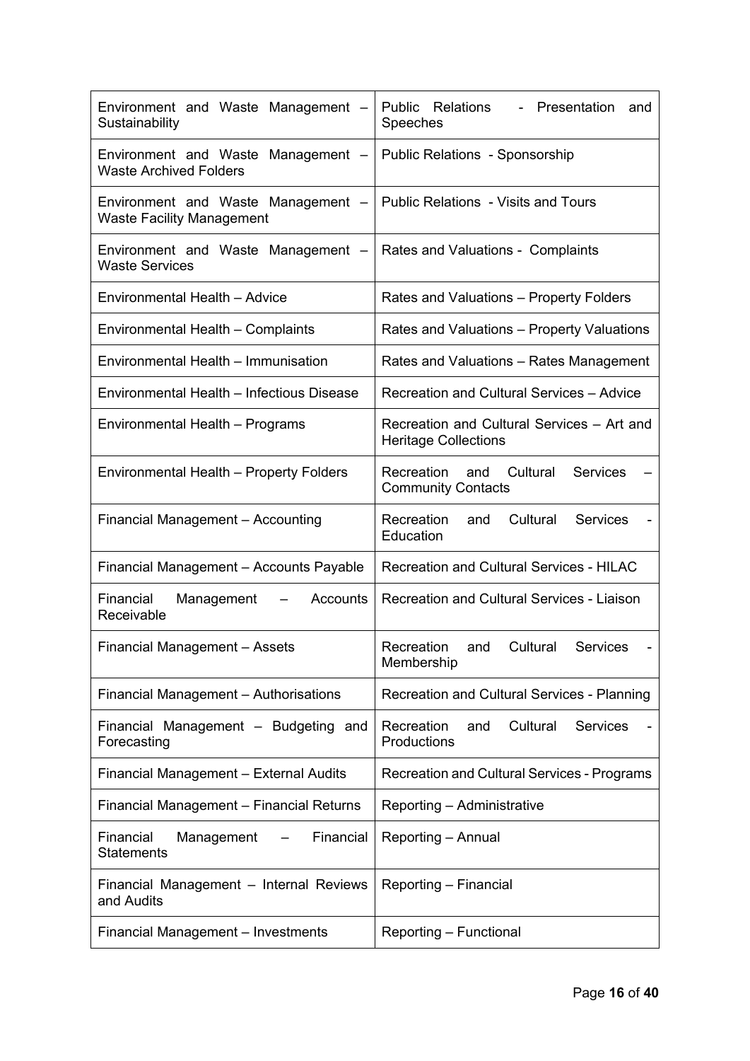| | |
|---|---|
| Environment and Waste Management – Sustainability | Public Relations - Presentation and Speeches |
| Environment and Waste Management – Waste Archived Folders | Public Relations - Sponsorship |
| Environment and Waste Management – Waste Facility Management | Public Relations - Visits and Tours |
| Environment and Waste Management – Waste Services | Rates and Valuations - Complaints |
| Environmental Health – Advice | Rates and Valuations – Property Folders |
| Environmental Health – Complaints | Rates and Valuations – Property Valuations |
| Environmental Health – Immunisation | Rates and Valuations – Rates Management |
| Environmental Health – Infectious Disease | Recreation and Cultural Services – Advice |
| Environmental Health – Programs | Recreation and Cultural Services – Art and Heritage Collections |
| Environmental Health – Property Folders | Recreation and Cultural Services – Community Contacts |
| Financial Management – Accounting | Recreation and Cultural Services - Education |
| Financial Management – Accounts Payable | Recreation and Cultural Services - HILAC |
| Financial Management – Accounts Receivable | Recreation and Cultural Services - Liaison |
| Financial Management – Assets | Recreation and Cultural Services - Membership |
| Financial Management – Authorisations | Recreation and Cultural Services - Planning |
| Financial Management – Budgeting and Forecasting | Recreation and Cultural Services - Productions |
| Financial Management – External Audits | Recreation and Cultural Services - Programs |
| Financial Management – Financial Returns | Reporting – Administrative |
| Financial Management – Financial Statements | Reporting – Annual |
| Financial Management – Internal Reviews and Audits | Reporting – Financial |
| Financial Management – Investments | Reporting – Functional |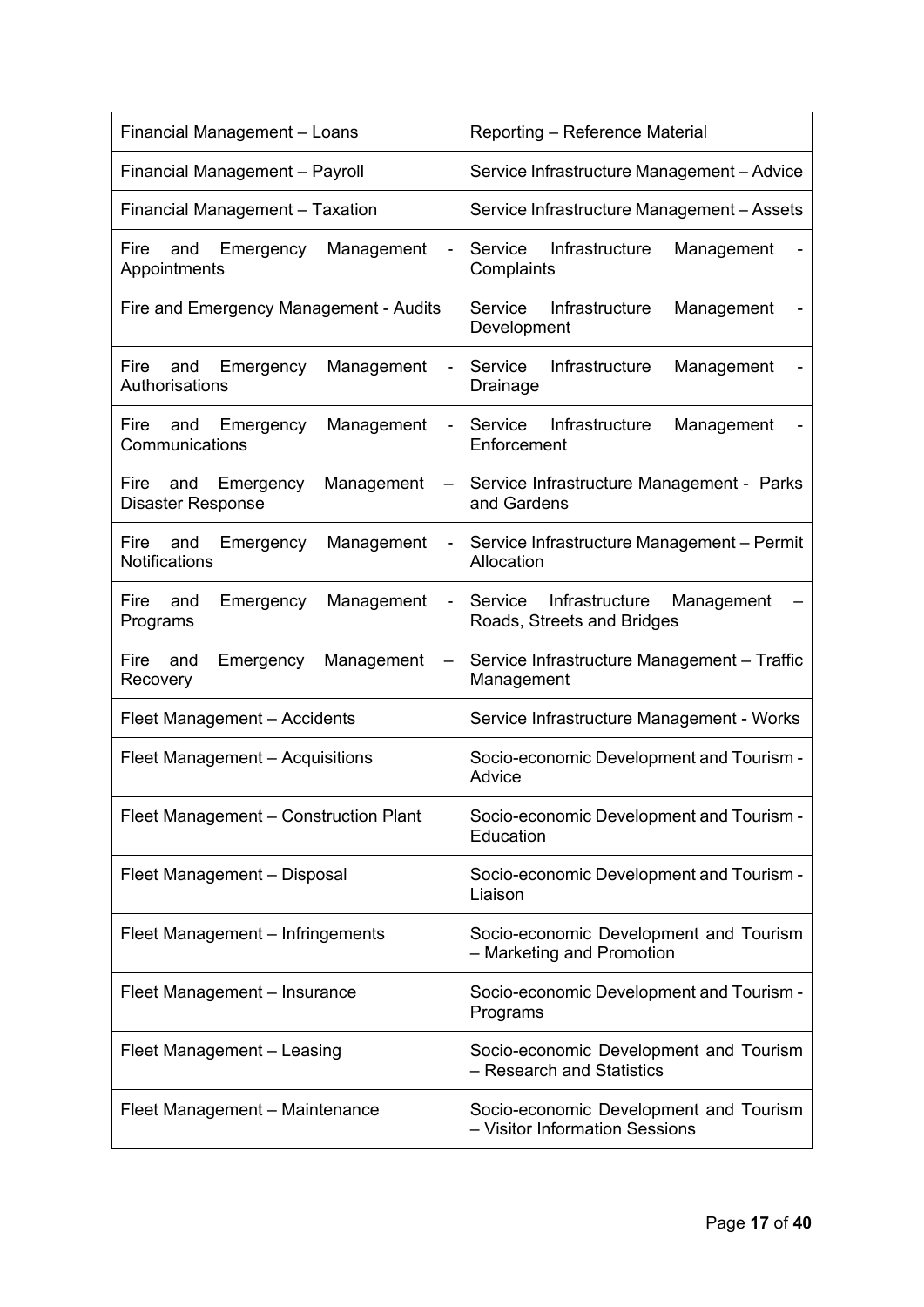| Financial Management – Loans | Reporting – Reference Material |
|---|---|
| Financial Management – Payroll | Service Infrastructure Management – Advice |
| Financial Management – Taxation | Service Infrastructure Management – Assets |
| Fire and Emergency Management - Appointments | Service Infrastructure Management - Complaints |
| Fire and Emergency Management - Audits | Service Infrastructure Management - Development |
| Fire and Emergency Management - Authorisations | Service Infrastructure Management - Drainage |
| Fire and Emergency Management - Communications | Service Infrastructure Management - Enforcement |
| Fire and Emergency Management – Disaster Response | Service Infrastructure Management - Parks and Gardens |
| Fire and Emergency Management - Notifications | Service Infrastructure Management – Permit Allocation |
| Fire and Emergency Management - Programs | Service Infrastructure Management – Roads, Streets and Bridges |
| Fire and Emergency Management – Recovery | Service Infrastructure Management – Traffic Management |
| Fleet Management – Accidents | Service Infrastructure Management - Works |
| Fleet Management – Acquisitions | Socio-economic Development and Tourism - Advice |
| Fleet Management – Construction Plant | Socio-economic Development and Tourism - Education |
| Fleet Management – Disposal | Socio-economic Development and Tourism - Liaison |
| Fleet Management – Infringements | Socio-economic Development and Tourism – Marketing and Promotion |
| Fleet Management – Insurance | Socio-economic Development and Tourism - Programs |
| Fleet Management – Leasing | Socio-economic Development and Tourism – Research and Statistics |
| Fleet Management – Maintenance | Socio-economic Development and Tourism – Visitor Information Sessions |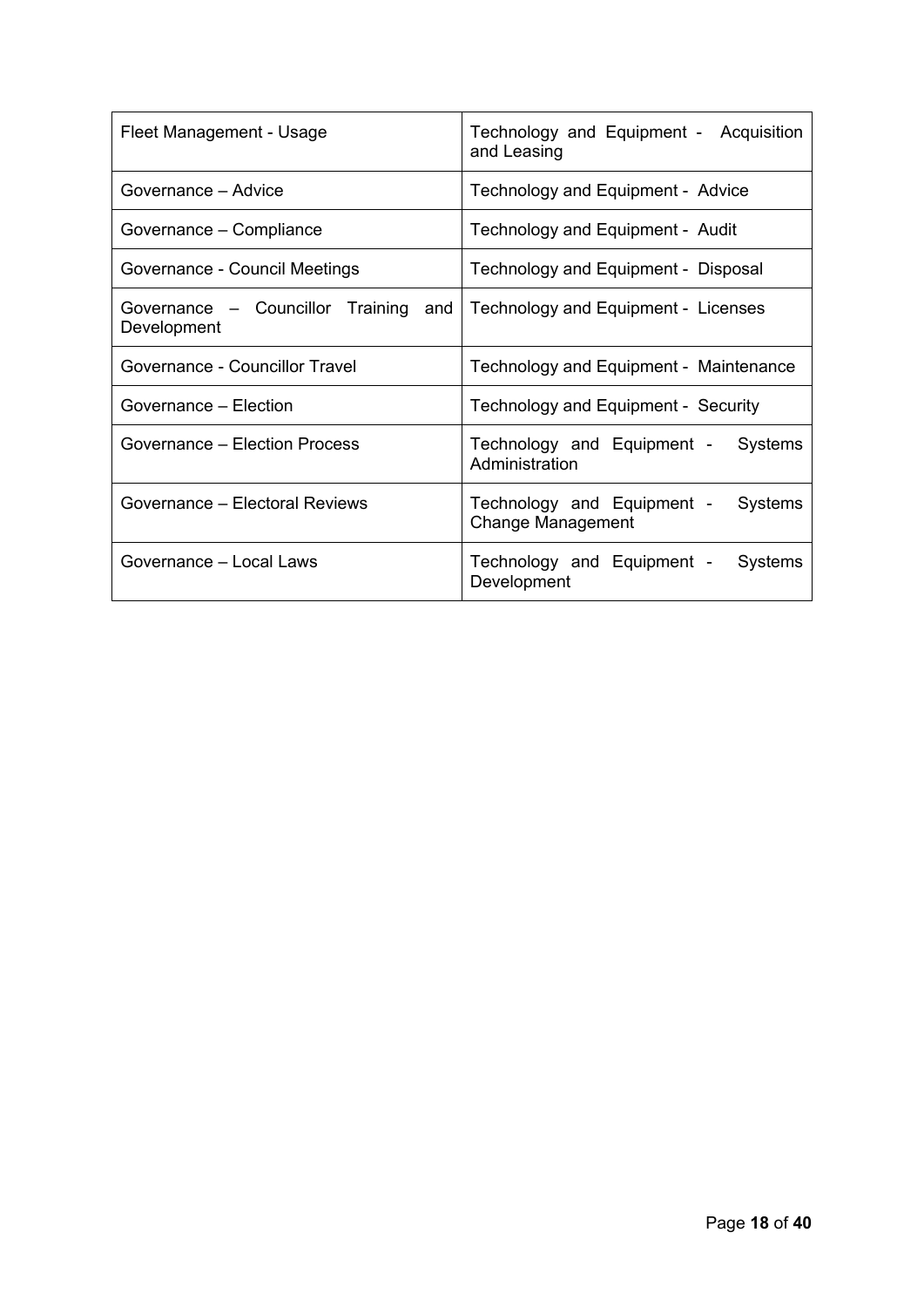| Fleet Management - Usage | Technology and Equipment - Acquisition and Leasing |
|---|---|
| Governance – Advice | Technology and Equipment - Advice |
| Governance – Compliance | Technology and Equipment - Audit |
| Governance - Council Meetings | Technology and Equipment - Disposal |
| Governance – Councillor Training and Development | Technology and Equipment - Licenses |
| Governance - Councillor Travel | Technology and Equipment - Maintenance |
| Governance – Election | Technology and Equipment - Security |
| Governance – Election Process | Technology and Equipment - Systems Administration |
| Governance – Electoral Reviews | Technology and Equipment - Systems Change Management |
| Governance – Local Laws | Technology and Equipment - Systems Development |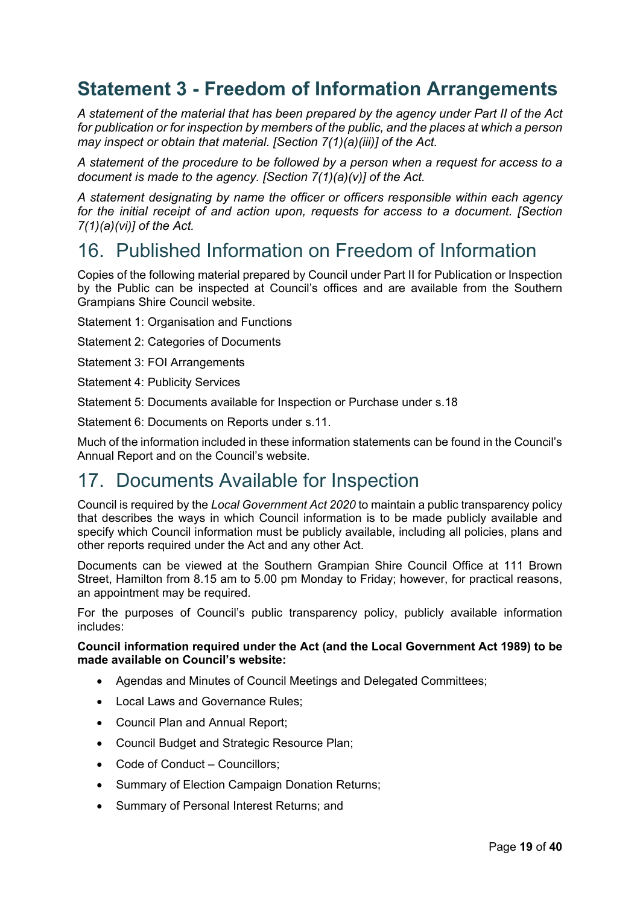# Statement 3 - Freedom of Information Arrangements

*A statement of the material that has been prepared by the agency under Part II of the Act for publication or for inspection by members of the public, and the places at which a person may inspect or obtain that material. [Section 7(1)(a)(iii)] of the Act.*

*A statement of the procedure to be followed by a person when a request for access to a document is made to the agency. [Section 7(1)(a)(v)] of the Act.*

*A statement designating by name the officer or officers responsible within each agency for the initial receipt of and action upon, requests for access to a document. [Section 7(1)(a)(vi)] of the Act.*

## 16. Published Information on Freedom of Information

Copies of the following material prepared by Council under Part II for Publication or Inspection by the Public can be inspected at Council's offices and are available from the Southern Grampians Shire Council website.

Statement 1: Organisation and Functions

Statement 2: Categories of Documents

Statement 3: FOI Arrangements

Statement 4: Publicity Services

Statement 5: Documents available for Inspection or Purchase under s.18

Statement 6: Documents on Reports under s.11.

Much of the information included in these information statements can be found in the Council's Annual Report and on the Council's website.

## 17. Documents Available for Inspection

Council is required by the *Local Government Act 2020* to maintain a public transparency policy that describes the ways in which Council information is to be made publicly available and specify which Council information must be publicly available, including all policies, plans and other reports required under the Act and any other Act.

Documents can be viewed at the Southern Grampian Shire Council Office at 111 Brown Street, Hamilton from 8.15 am to 5.00 pm Monday to Friday; however, for practical reasons, an appointment may be required.

For the purposes of Council's public transparency policy, publicly available information includes:

**Council information required under the Act (and the Local Government Act 1989) to be made available on Council's website:**

- Agendas and Minutes of Council Meetings and Delegated Committees;
- Local Laws and Governance Rules;
- Council Plan and Annual Report;
- Council Budget and Strategic Resource Plan;
- Code of Conduct – Councillors;
- Summary of Election Campaign Donation Returns;
- Summary of Personal Interest Returns; and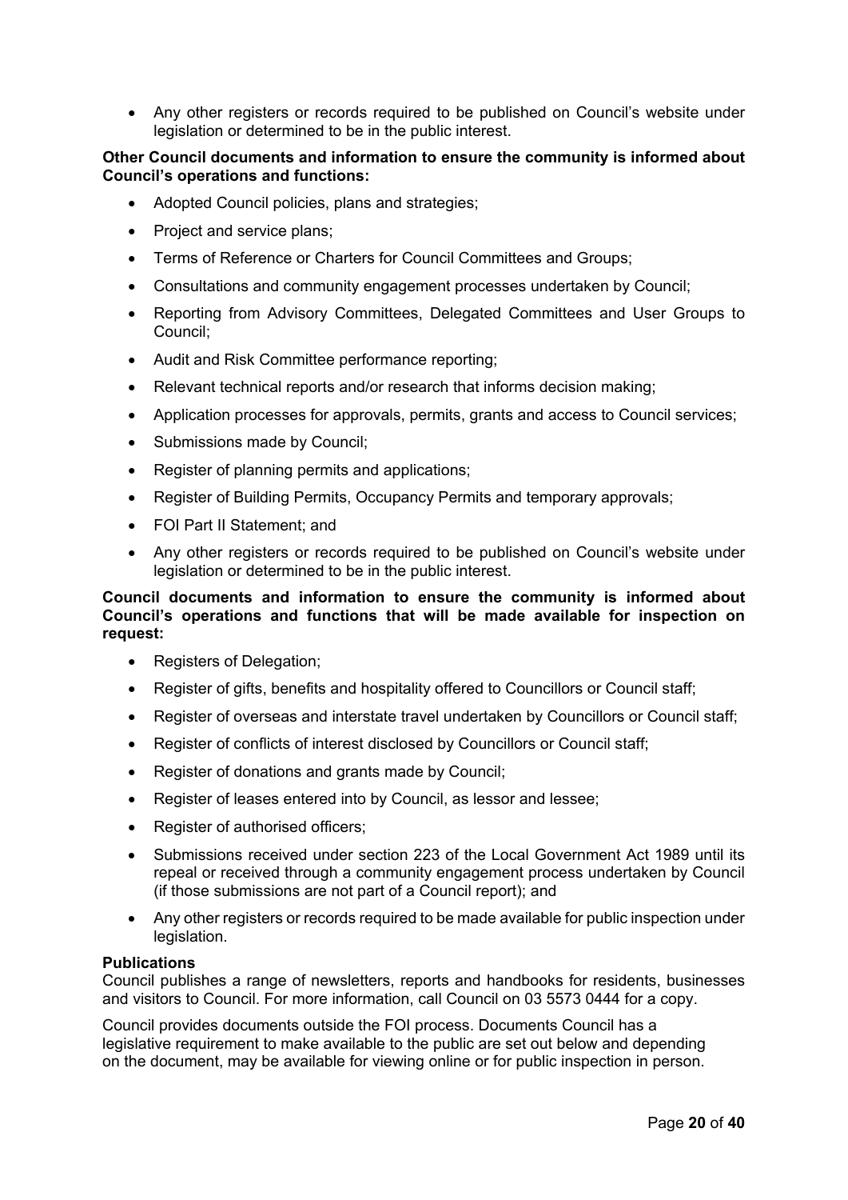- Any other registers or records required to be published on Council's website under legislation or determined to be in the public interest.

**Other Council documents and information to ensure the community is informed about Council's operations and functions:**

- Adopted Council policies, plans and strategies;
- Project and service plans;
- Terms of Reference or Charters for Council Committees and Groups;
- Consultations and community engagement processes undertaken by Council;
- Reporting from Advisory Committees, Delegated Committees and User Groups to Council;
- Audit and Risk Committee performance reporting;
- Relevant technical reports and/or research that informs decision making;
- Application processes for approvals, permits, grants and access to Council services;
- Submissions made by Council;
- Register of planning permits and applications;
- Register of Building Permits, Occupancy Permits and temporary approvals;
- FOI Part II Statement; and
- Any other registers or records required to be published on Council's website under legislation or determined to be in the public interest.

**Council documents and information to ensure the community is informed about Council's operations and functions that will be made available for inspection on request:**

- Registers of Delegation;
- Register of gifts, benefits and hospitality offered to Councillors or Council staff;
- Register of overseas and interstate travel undertaken by Councillors or Council staff;
- Register of conflicts of interest disclosed by Councillors or Council staff;
- Register of donations and grants made by Council;
- Register of leases entered into by Council, as lessor and lessee;
- Register of authorised officers;
- Submissions received under section 223 of the Local Government Act 1989 until its repeal or received through a community engagement process undertaken by Council (if those submissions are not part of a Council report); and
- Any other registers or records required to be made available for public inspection under legislation.

**Publications**

Council publishes a range of newsletters, reports and handbooks for residents, businesses and visitors to Council. For more information, call Council on 03 5573 0444 for a copy.

Council provides documents outside the FOI process. Documents Council has a legislative requirement to make available to the public are set out below and depending on the document, may be available for viewing online or for public inspection in person.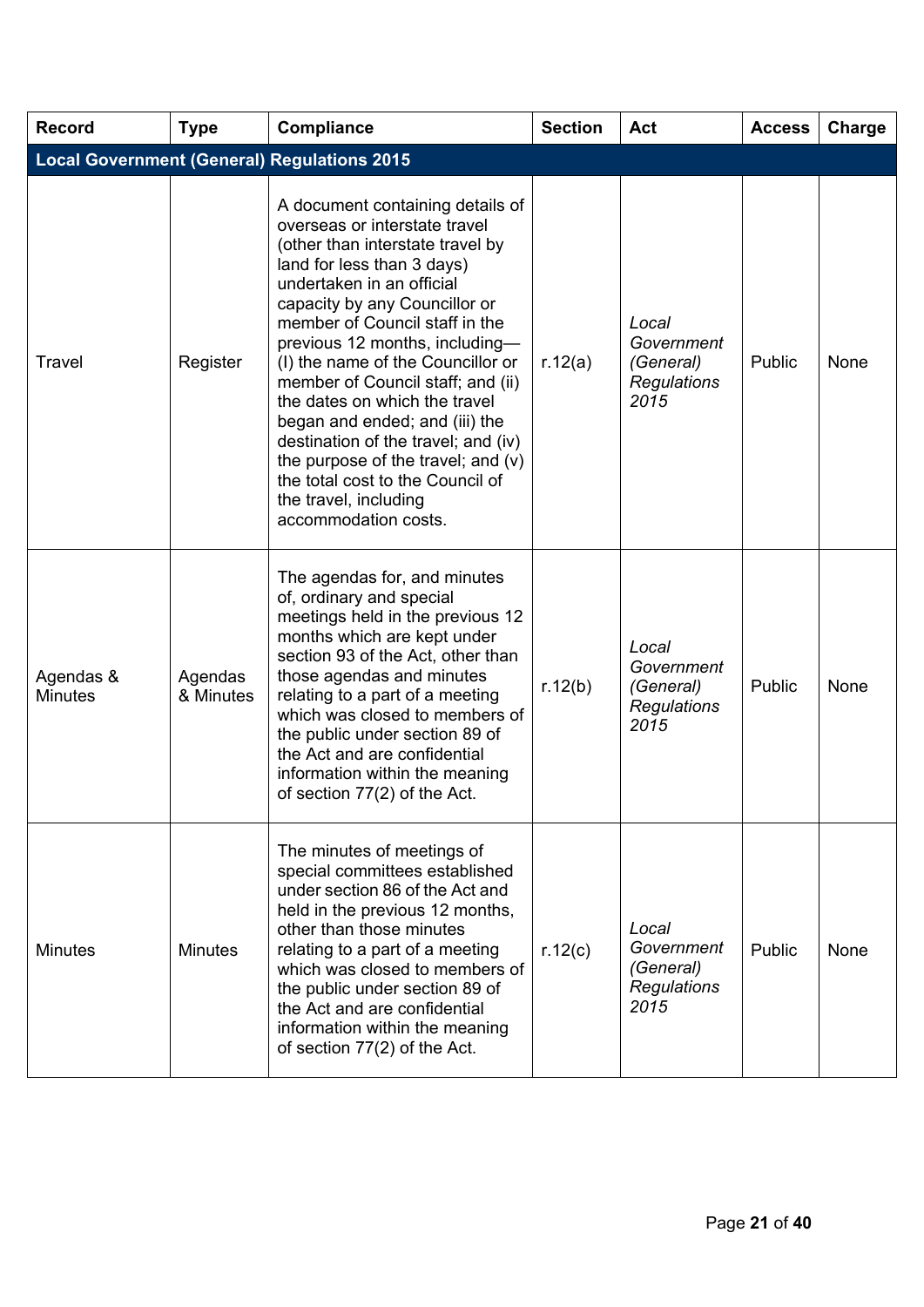| Record | Type | Compliance | Section | Act | Access | Charge |
|---|---|---|---|---|---|---|
| **Local Government (General) Regulations 2015** | | | | | | |
| Travel | Register | A document containing details of overseas or interstate travel (other than interstate travel by land for less than 3 days) undertaken in an official capacity by any Councillor or member of Council staff in the previous 12 months, including— (I) the name of the Councillor or member of Council staff; and (ii) the dates on which the travel began and ended; and (iii) the destination of the travel; and (iv) the purpose of the travel; and (v) the total cost to the Council of the travel, including accommodation costs. | r.12(a) | *Local Government (General) Regulations 2015* | Public | None |
| Agendas & Minutes | Agendas & Minutes | The agendas for, and minutes of, ordinary and special meetings held in the previous 12 months which are kept under section 93 of the Act, other than those agendas and minutes relating to a part of a meeting which was closed to members of the public under section 89 of the Act and are confidential information within the meaning of section 77(2) of the Act. | r.12(b) | *Local Government (General) Regulations 2015* | Public | None |
| Minutes | Minutes | The minutes of meetings of special committees established under section 86 of the Act and held in the previous 12 months, other than those minutes relating to a part of a meeting which was closed to members of the public under section 89 of the Act and are confidential information within the meaning of section 77(2) of the Act. | r.12(c) | *Local Government (General) Regulations 2015* | Public | None |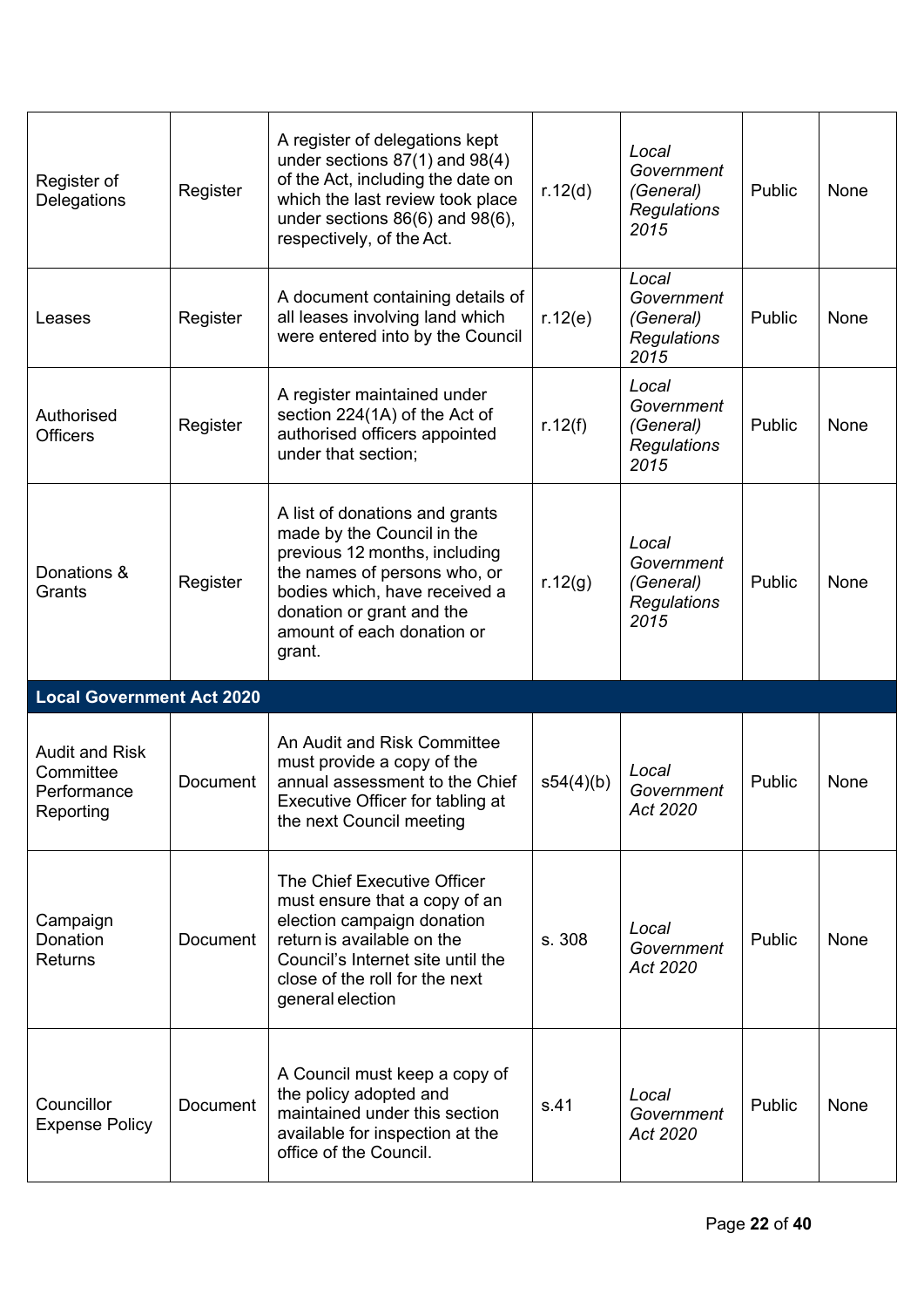| | | | | | | |
|---|---|---|---|---|---|---|
| Register of Delegations | Register | A register of delegations kept under sections 87(1) and 98(4) of the Act, including the date on which the last review took place under sections 86(6) and 98(6), respectively, of the Act. | r.12(d) | *Local Government (General) Regulations 2015* | Public | None |
| Leases | Register | A document containing details of all leases involving land which were entered into by the Council | r.12(e) | *Local Government (General) Regulations 2015* | Public | None |
| Authorised Officers | Register | A register maintained under section 224(1A) of the Act of authorised officers appointed under that section; | r.12(f) | *Local Government (General) Regulations 2015* | Public | None |
| Donations & Grants | Register | A list of donations and grants made by the Council in the previous 12 months, including the names of persons who, or bodies which, have received a donation or grant and the amount of each donation or grant. | r.12(g) | *Local Government (General) Regulations 2015* | Public | None |
| **Local Government Act 2020** | | | | | | |
| Audit and Risk Committee Performance Reporting | Document | An Audit and Risk Committee must provide a copy of the annual assessment to the Chief Executive Officer for tabling at the next Council meeting | s54(4)(b) | *Local Government Act 2020* | Public | None |
| Campaign Donation Returns | Document | The Chief Executive Officer must ensure that a copy of an election campaign donation return is available on the Council's Internet site until the close of the roll for the next general election | s. 308 | *Local Government Act 2020* | Public | None |
| Councillor Expense Policy | Document | A Council must keep a copy of the policy adopted and maintained under this section available for inspection at the office of the Council. | s.41 | *Local Government Act 2020* | Public | None |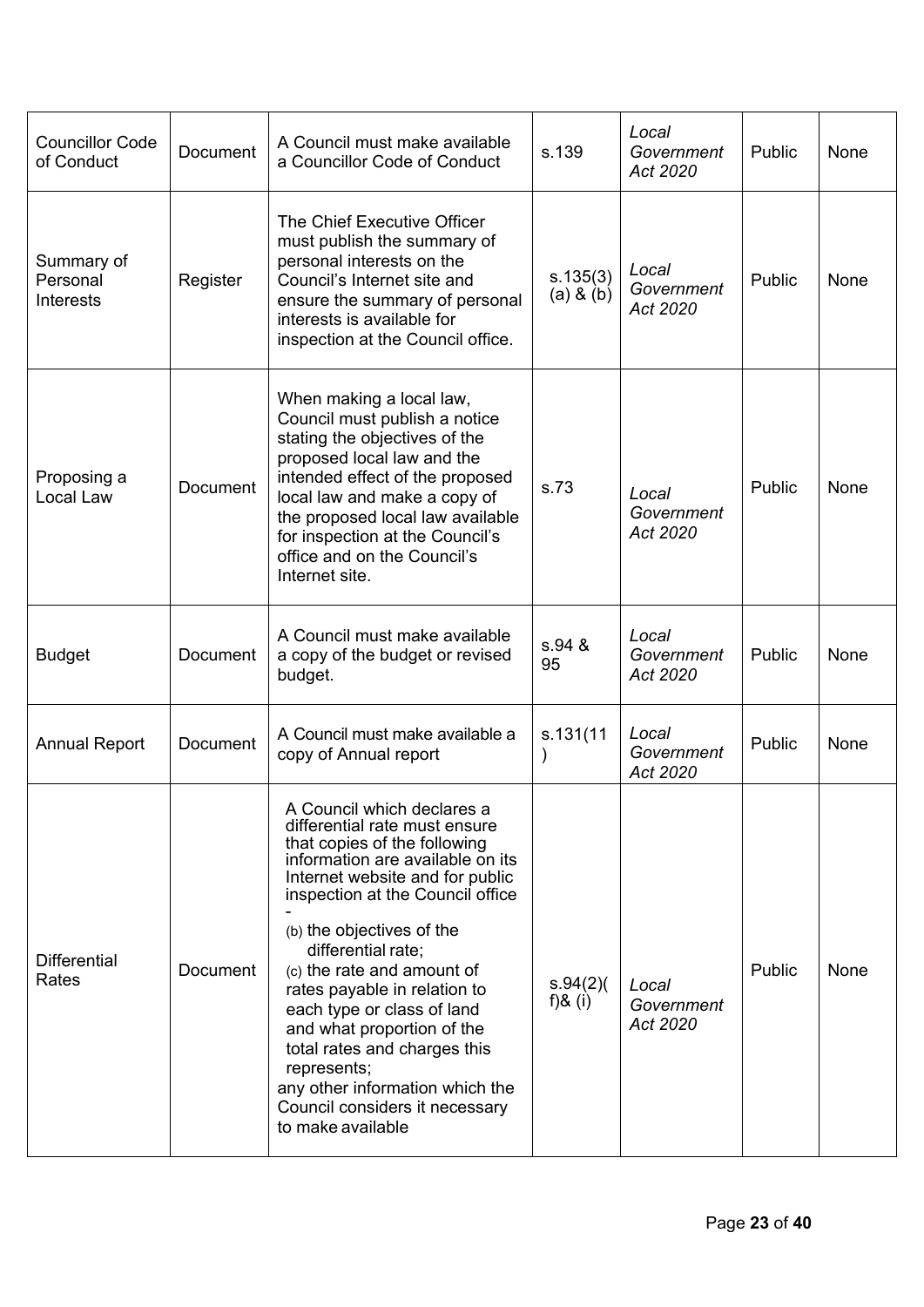| Councillor Code of Conduct | Document | A Council must make available a Councillor Code of Conduct | s.139 | *Local Government Act 2020* | Public | None |
|---|---|---|---|---|---|---|
| Summary of Personal Interests | Register | The Chief Executive Officer must publish the summary of personal interests on the Council's Internet site and ensure the summary of personal interests is available for inspection at the Council office. | s.135(3)(a) & (b) | *Local Government Act 2020* | Public | None |
| Proposing a Local Law | Document | When making a local law, Council must publish a notice stating the objectives of the proposed local law and the intended effect of the proposed local law and make a copy of the proposed local law available for inspection at the Council's office and on the Council's Internet site. | s.73 | *Local Government Act 2020* | Public | None |
| Budget | Document | A Council must make available a copy of the budget or revised budget. | s.94 & 95 | *Local Government Act 2020* | Public | None |
| Annual Report | Document | A Council must make available a copy of Annual report | s.131(11) | *Local Government Act 2020* | Public | None |
| Differential Rates | Document | A Council which declares a differential rate must ensure that copies of the following information are available on its Internet website and for public inspection at the Council office - (b) the objectives of the differential rate; (c) the rate and amount of rates payable in relation to each type or class of land and what proportion of the total rates and charges this represents; any other information which the Council considers it necessary to make available | s.94(2)(f)& (i) | *Local Government Act 2020* | Public | None |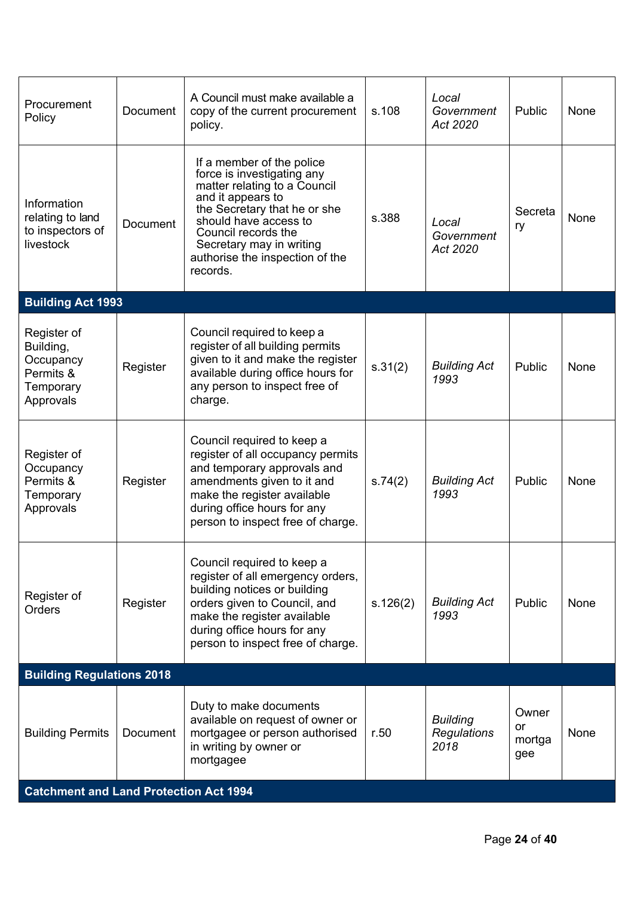| | | | | | | |
|---|---|---|---|---|---|---|
| Procurement Policy | Document | A Council must make available a copy of the current procurement policy. | s.108 | *Local Government Act 2020* | Public | None |
| Information relating to land to inspectors of livestock | Document | If a member of the police force is investigating any matter relating to a Council and it appears to the Secretary that he or she should have access to Council records the Secretary may in writing authorise the inspection of the records. | s.388 | *Local Government Act 2020* | Secretary | None |
| **Building Act 1993** | | | | | | |
| Register of Building, Occupancy Permits & Temporary Approvals | Register | Council required to keep a register of all building permits given to it and make the register available during office hours for any person to inspect free of charge. | s.31(2) | *Building Act 1993* | Public | None |
| Register of Occupancy Permits & Temporary Approvals | Register | Council required to keep a register of all occupancy permits and temporary approvals and amendments given to it and make the register available during office hours for any person to inspect free of charge. | s.74(2) | *Building Act 1993* | Public | None |
| Register of Orders | Register | Council required to keep a register of all emergency orders, building notices or building orders given to Council, and make the register available during office hours for any person to inspect free of charge. | s.126(2) | *Building Act 1993* | Public | None |
| **Building Regulations 2018** | | | | | | |
| Building Permits | Document | Duty to make documents available on request of owner or mortgagee or person authorised in writing by owner or mortgagee | r.50 | *Building Regulations 2018* | Owner or mortgagee | None |
| **Catchment and Land Protection Act 1994** | | | | | | |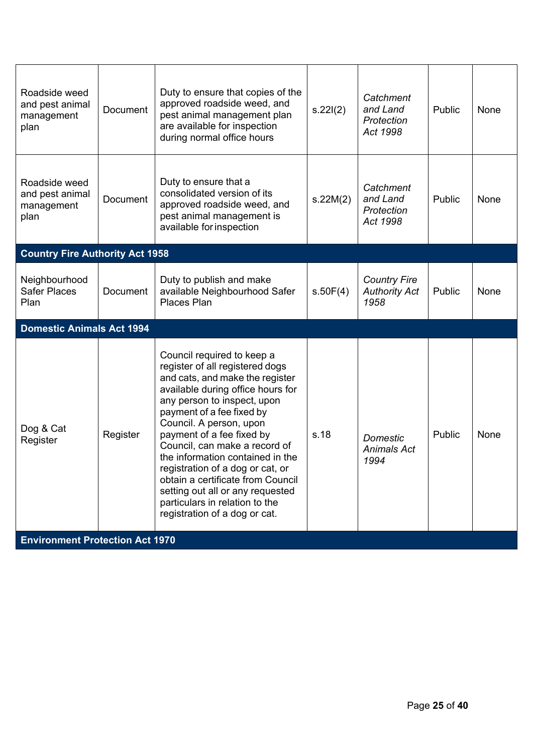| | | | | | | |
|---|---|---|---|---|---|---|
| Roadside weed and pest animal management plan | Document | Duty to ensure that copies of the approved roadside weed, and pest animal management plan are available for inspection during normal office hours | s.22I(2) | *Catchment and Land Protection Act 1998* | Public | None |
| Roadside weed and pest animal management plan | Document | Duty to ensure that a consolidated version of its approved roadside weed, and pest animal management is available for inspection | s.22M(2) | *Catchment and Land Protection Act 1998* | Public | None |
| **Country Fire Authority Act 1958** | | | | | | |
| Neighbourhood Safer Places Plan | Document | Duty to publish and make available Neighbourhood Safer Places Plan | s.50F(4) | *Country Fire Authority Act 1958* | Public | None |
| **Domestic Animals Act 1994** | | | | | | |
| Dog & Cat Register | Register | Council required to keep a register of all registered dogs and cats, and make the register available during office hours for any person to inspect, upon payment of a fee fixed by Council. A person, upon payment of a fee fixed by Council, can make a record of the information contained in the registration of a dog or cat, or obtain a certificate from Council setting out all or any requested particulars in relation to the registration of a dog or cat. | s.18 | *Domestic Animals Act 1994* | Public | None |
| **Environment Protection Act 1970** | | | | | | |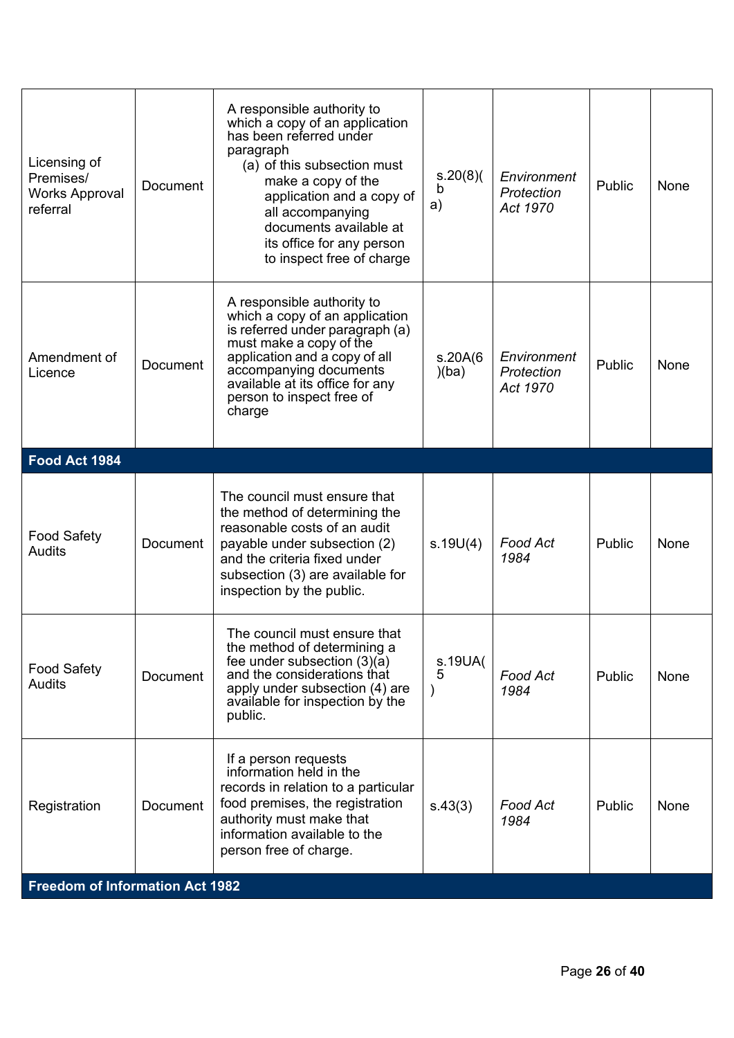| | | | | | | |
|---|---|---|---|---|---|---|
| Licensing of Premises/ Works Approval referral | Document | A responsible authority to which a copy of an application has been referred under paragraph (a) of this subsection must make a copy of the application and a copy of all accompanying documents available at its office for any person to inspect free of charge | s.20(8)(ba) | *Environment Protection Act 1970* | Public | None |
| Amendment of Licence | Document | A responsible authority to which a copy of an application is referred under paragraph (a) must make a copy of the application and a copy of all accompanying documents available at its office for any person to inspect free of charge | s.20A(6)(ba) | *Environment Protection Act 1970* | Public | None |
| **Food Act 1984** | | | | | | |
| Food Safety Audits | Document | The council must ensure that the method of determining the reasonable costs of an audit payable under subsection (2) and the criteria fixed under subsection (3) are available for inspection by the public. | s.19U(4) | *Food Act 1984* | Public | None |
| Food Safety Audits | Document | The council must ensure that the method of determining a fee under subsection (3)(a) and the considerations that apply under subsection (4) are available for inspection by the public. | s.19UA(5) | *Food Act 1984* | Public | None |
| Registration | Document | If a person requests information held in the records in relation to a particular food premises, the registration authority must make that information available to the person free of charge. | s.43(3) | *Food Act 1984* | Public | None |
| **Freedom of Information Act 1982** | | | | | | |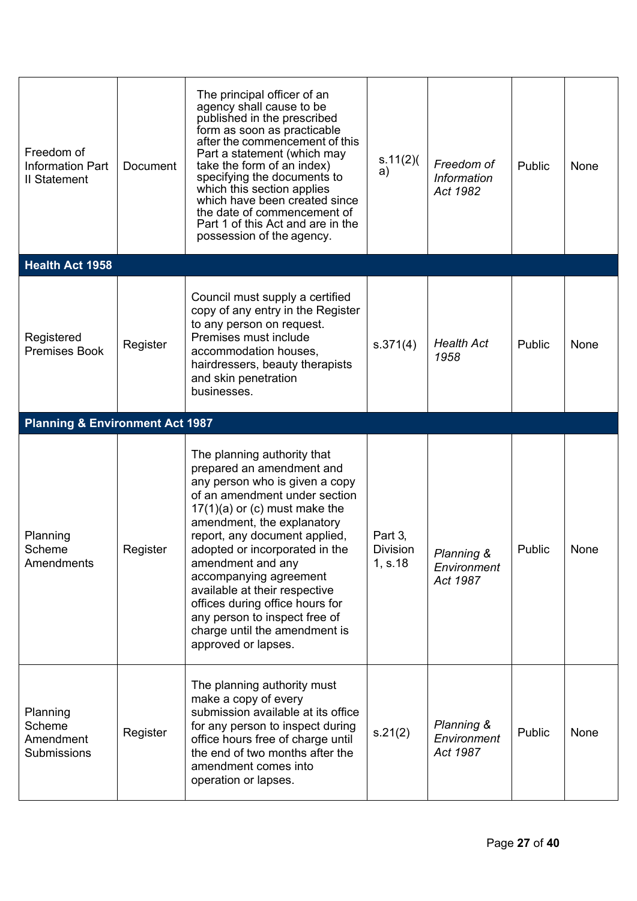| | | | | | | |
|---|---|---|---|---|---|---|
| Freedom of Information Part II Statement | Document | The principal officer of an agency shall cause to be published in the prescribed form as soon as practicable after the commencement of this Part a statement (which may take the form of an index) specifying the documents to which this section applies which have been created since the date of commencement of Part 1 of this Act and are in the possession of the agency. | s.11(2)(a) | *Freedom of Information Act 1982* | Public | None |
| **Health Act 1958** | | | | | | |
| Registered Premises Book | Register | Council must supply a certified copy of any entry in the Register to any person on request. Premises must include accommodation houses, hairdressers, beauty therapists and skin penetration businesses. | s.371(4) | *Health Act 1958* | Public | None |
| **Planning & Environment Act 1987** | | | | | | |
| Planning Scheme Amendments | Register | The planning authority that prepared an amendment and any person who is given a copy of an amendment under section 17(1)(a) or (c) must make the amendment, the explanatory report, any document applied, adopted or incorporated in the amendment and any accompanying agreement available at their respective offices during office hours for any person to inspect free of charge until the amendment is approved or lapses. | Part 3, Division 1, s.18 | *Planning & Environment Act 1987* | Public | None |
| Planning Scheme Amendment Submissions | Register | The planning authority must make a copy of every submission available at its office for any person to inspect during office hours free of charge until the end of two months after the amendment comes into operation or lapses. | s.21(2) | *Planning & Environment Act 1987* | Public | None |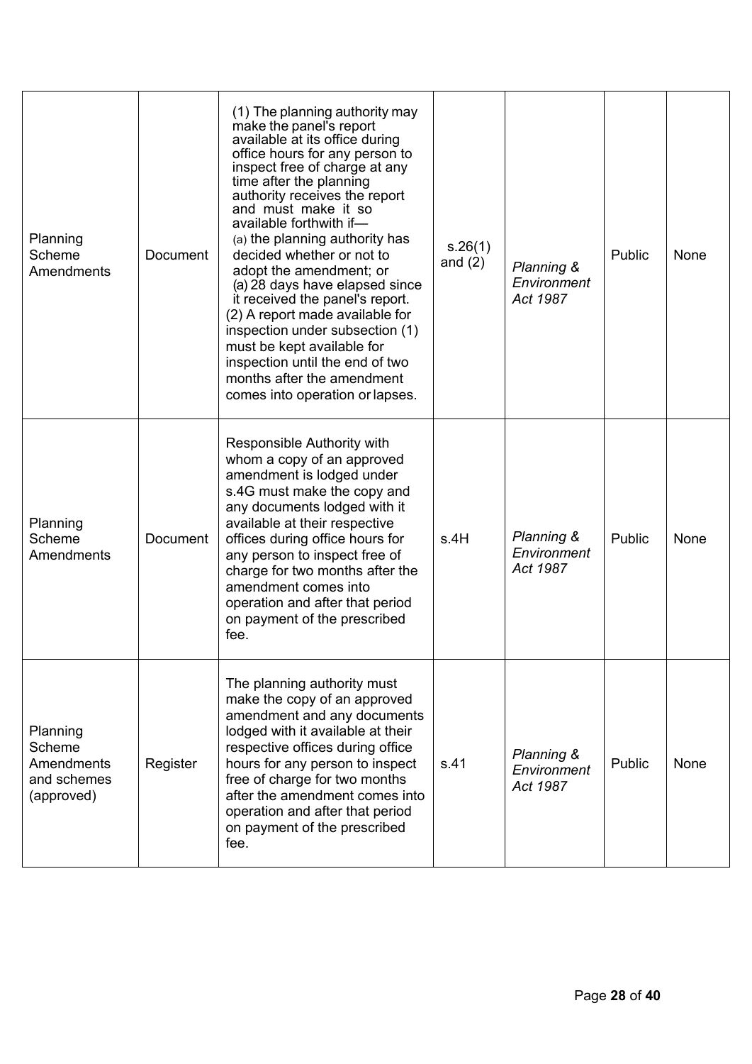| Planning Scheme Amendments | Document | (1) The planning authority may make the panel's report available at its office during office hours for any person to inspect free of charge at any time after the planning authority receives the report and must make it so available forthwith if—<br>(a) the planning authority has decided whether or not to adopt the amendment; or<br>(a) 28 days have elapsed since it received the panel's report.<br>(2) A report made available for inspection under subsection (1) must be kept available for inspection until the end of two months after the amendment comes into operation or lapses. | s.26(1) and (2) | *Planning & Environment Act 1987* | Public | None |
|---|---|---|---|---|---|---|
| Planning Scheme Amendments | Document | Responsible Authority with whom a copy of an approved amendment is lodged under s.4G must make the copy and any documents lodged with it available at their respective offices during office hours for any person to inspect free of charge for two months after the amendment comes into operation and after that period on payment of the prescribed fee. | s.4H | *Planning & Environment Act 1987* | Public | None |
| Planning Scheme Amendments and schemes (approved) | Register | The planning authority must make the copy of an approved amendment and any documents lodged with it available at their respective offices during office hours for any person to inspect free of charge for two months after the amendment comes into operation and after that period on payment of the prescribed fee. | s.41 | *Planning & Environment Act 1987* | Public | None |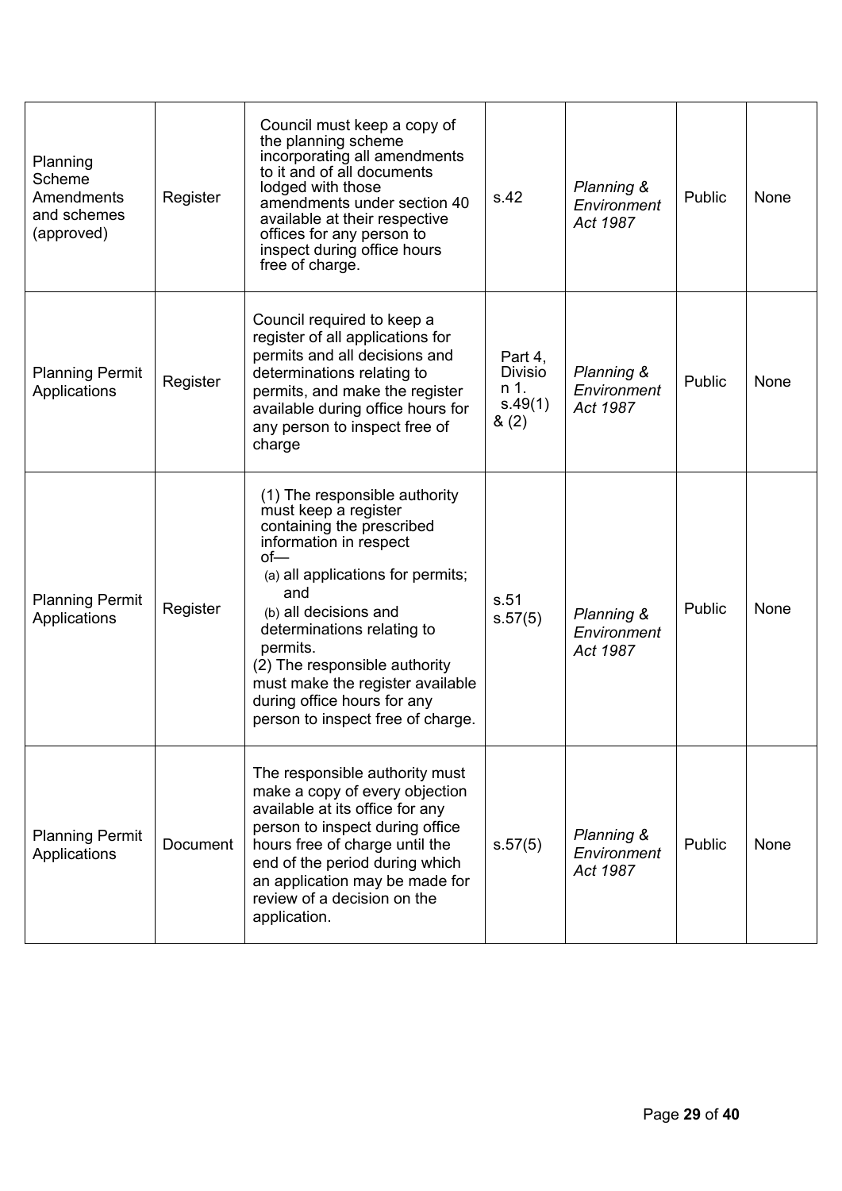| Planning Scheme Amendments and schemes (approved) | Register | Council must keep a copy of the planning scheme incorporating all amendments to it and of all documents lodged with those amendments under section 40 available at their respective offices for any person to inspect during office hours free of charge. | s.42 | *Planning & Environment Act 1987* | Public | None |
|---|---|---|---|---|---|---|
| Planning Permit Applications | Register | Council required to keep a register of all applications for permits and all decisions and determinations relating to permits, and make the register available during office hours for any person to inspect free of charge | Part 4, Division 1. s.49(1) & (2) | *Planning & Environment Act 1987* | Public | None |
| Planning Permit Applications | Register | (1) The responsible authority must keep a register containing the prescribed information in respect of— (a) all applications for permits; and (b) all decisions and determinations relating to permits. (2) The responsible authority must make the register available during office hours for any person to inspect free of charge. | s.51 s.57(5) | *Planning & Environment Act 1987* | Public | None |
| Planning Permit Applications | Document | The responsible authority must make a copy of every objection available at its office for any person to inspect during office hours free of charge until the end of the period during which an application may be made for review of a decision on the application. | s.57(5) | *Planning & Environment Act 1987* | Public | None |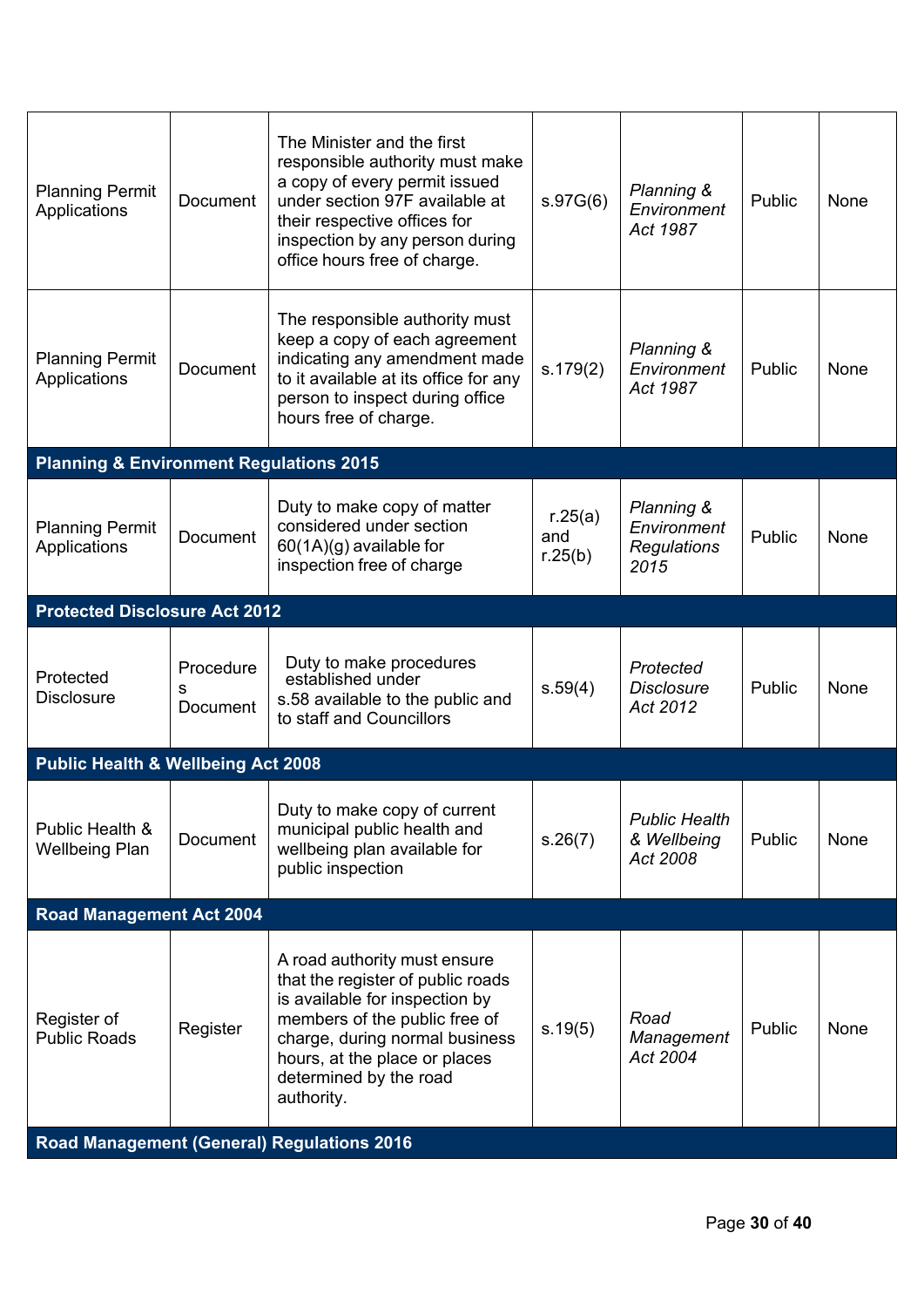| | | | | | | |
|---|---|---|---|---|---|---|
| Planning Permit Applications | Document | The Minister and the first responsible authority must make a copy of every permit issued under section 97F available at their respective offices for inspection by any person during office hours free of charge. | s.97G(6) | *Planning & Environment Act 1987* | Public | None |
| Planning Permit Applications | Document | The responsible authority must keep a copy of each agreement indicating any amendment made to it available at its office for any person to inspect during office hours free of charge. | s.179(2) | *Planning & Environment Act 1987* | Public | None |
| **Planning & Environment Regulations 2015** | | | | | | |
| Planning Permit Applications | Document | Duty to make copy of matter considered under section 60(1A)(g) available for inspection free of charge | r.25(a) and r.25(b) | *Planning & Environment Regulations 2015* | Public | None |
| **Protected Disclosure Act 2012** | | | | | | |
| Protected Disclosure | Procedures Document | Duty to make procedures established under s.58 available to the public and to staff and Councillors | s.59(4) | *Protected Disclosure Act 2012* | Public | None |
| **Public Health & Wellbeing Act 2008** | | | | | | |
| Public Health & Wellbeing Plan | Document | Duty to make copy of current municipal public health and wellbeing plan available for public inspection | s.26(7) | *Public Health & Wellbeing Act 2008* | Public | None |
| **Road Management Act 2004** | | | | | | |
| Register of Public Roads | Register | A road authority must ensure that the register of public roads is available for inspection by members of the public free of charge, during normal business hours, at the place or places determined by the road authority. | s.19(5) | *Road Management Act 2004* | Public | None |
| **Road Management (General) Regulations 2016** | | | | | | |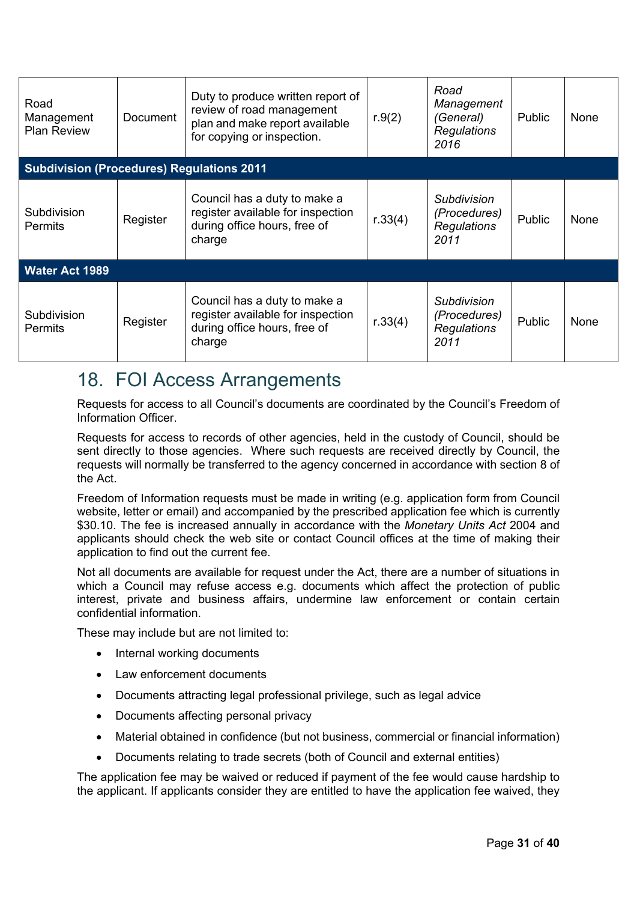| | | | | | | |
|---|---|---|---|---|---|---|
| Road Management Plan Review | Document | Duty to produce written report of review of road management plan and make report available for copying or inspection. | r.9(2) | *Road Management (General) Regulations 2016* | Public | None |
| **Subdivision (Procedures) Regulations 2011** | | | | | | |
| Subdivision Permits | Register | Council has a duty to make a register available for inspection during office hours, free of charge | r.33(4) | *Subdivision (Procedures) Regulations 2011* | Public | None |
| **Water Act 1989** | | | | | | |
| Subdivision Permits | Register | Council has a duty to make a register available for inspection during office hours, free of charge | r.33(4) | *Subdivision (Procedures) Regulations 2011* | Public | None |

## 18. FOI Access Arrangements

Requests for access to all Council's documents are coordinated by the Council's Freedom of Information Officer.

Requests for access to records of other agencies, held in the custody of Council, should be sent directly to those agencies. Where such requests are received directly by Council, the requests will normally be transferred to the agency concerned in accordance with section 8 of the Act.

Freedom of Information requests must be made in writing (e.g. application form from Council website, letter or email) and accompanied by the prescribed application fee which is currently $30.10. The fee is increased annually in accordance with the *Monetary Units Act* 2004 and applicants should check the web site or contact Council offices at the time of making their application to find out the current fee.

Not all documents are available for request under the Act, there are a number of situations in which a Council may refuse access e.g. documents which affect the protection of public interest, private and business affairs, undermine law enforcement or contain certain confidential information.

These may include but are not limited to:

- Internal working documents
- Law enforcement documents
- Documents attracting legal professional privilege, such as legal advice
- Documents affecting personal privacy
- Material obtained in confidence (but not business, commercial or financial information)
- Documents relating to trade secrets (both of Council and external entities)

The application fee may be waived or reduced if payment of the fee would cause hardship to the applicant. If applicants consider they are entitled to have the application fee waived, they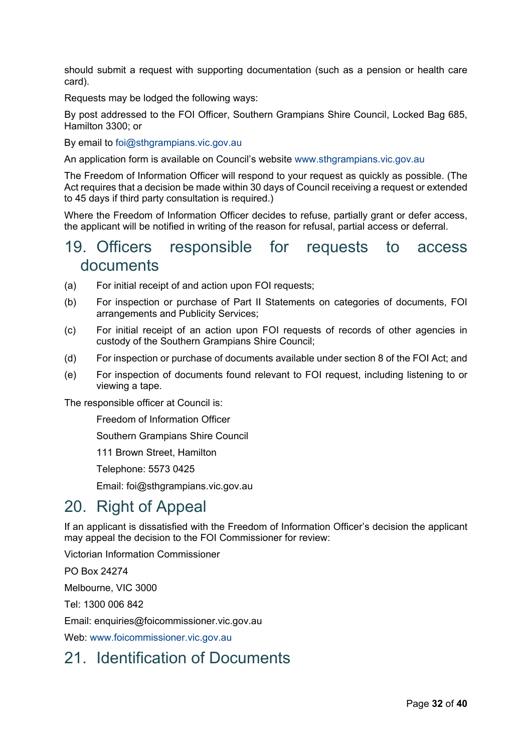should submit a request with supporting documentation (such as a pension or health care card).

Requests may be lodged the following ways:

By post addressed to the FOI Officer, Southern Grampians Shire Council, Locked Bag 685, Hamilton 3300; or

By email to foi@sthgrampians.vic.gov.au

An application form is available on Council's website www.sthgrampians.vic.gov.au

The Freedom of Information Officer will respond to your request as quickly as possible. (The Act requires that a decision be made within 30 days of Council receiving a request or extended to 45 days if third party consultation is required.)

Where the Freedom of Information Officer decides to refuse, partially grant or defer access, the applicant will be notified in writing of the reason for refusal, partial access or deferral.

# 19. Officers responsible for requests to access documents

(a) For initial receipt of and action upon FOI requests;

(b) For inspection or purchase of Part II Statements on categories of documents, FOI arrangements and Publicity Services;

(c) For initial receipt of an action upon FOI requests of records of other agencies in custody of the Southern Grampians Shire Council;

(d) For inspection or purchase of documents available under section 8 of the FOI Act; and

(e) For inspection of documents found relevant to FOI request, including listening to or viewing a tape.

The responsible officer at Council is:

Freedom of Information Officer

Southern Grampians Shire Council

111 Brown Street, Hamilton

Telephone: 5573 0425

Email: foi@sthgrampians.vic.gov.au

# 20. Right of Appeal

If an applicant is dissatisfied with the Freedom of Information Officer's decision the applicant may appeal the decision to the FOI Commissioner for review:

Victorian Information Commissioner

PO Box 24274

Melbourne, VIC 3000

Tel: 1300 006 842

Email: enquiries@foicommissioner.vic.gov.au

Web: www.foicommissioner.vic.gov.au

# 21. Identification of Documents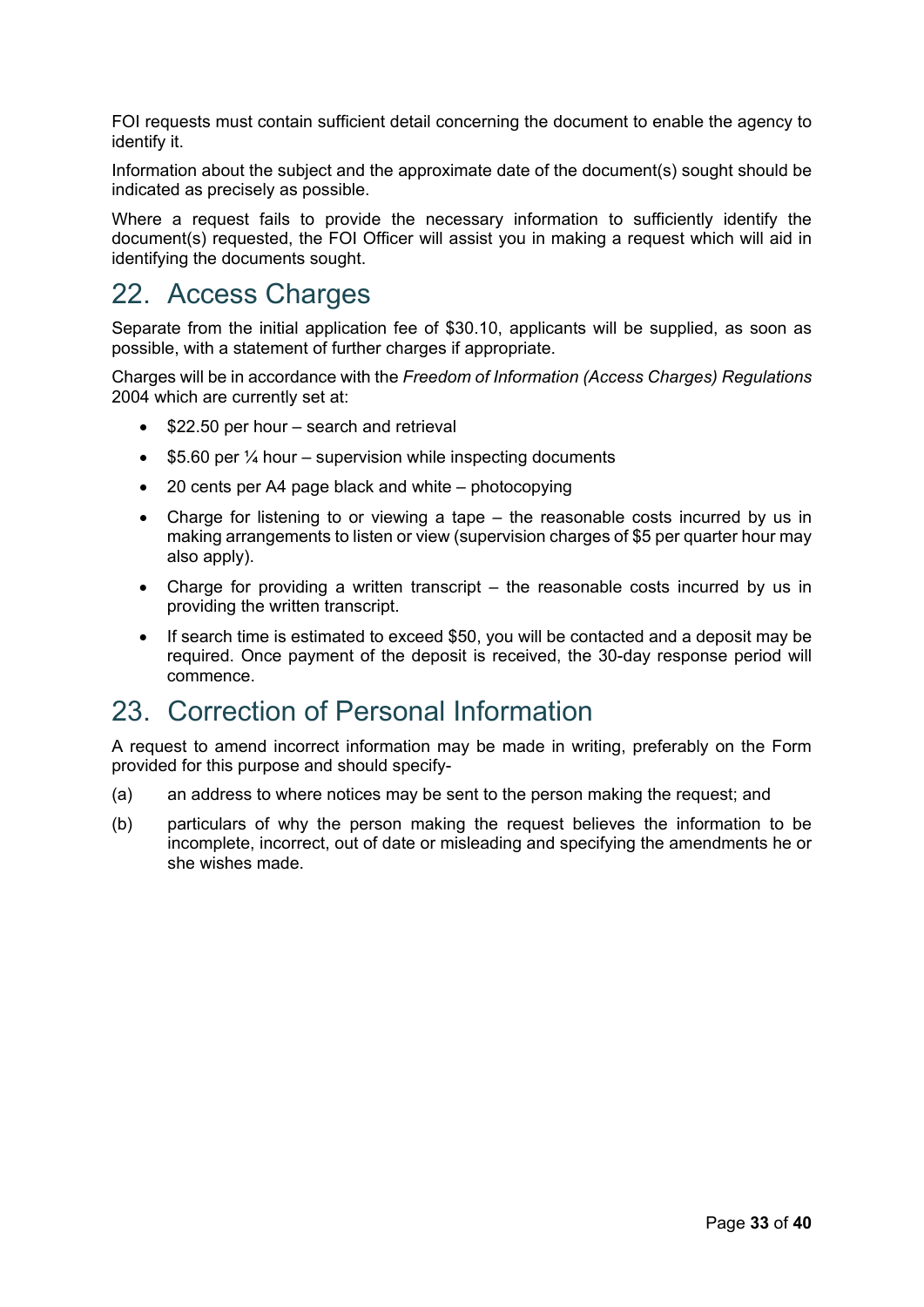FOI requests must contain sufficient detail concerning the document to enable the agency to identify it.

Information about the subject and the approximate date of the document(s) sought should be indicated as precisely as possible.

Where a request fails to provide the necessary information to sufficiently identify the document(s) requested, the FOI Officer will assist you in making a request which will aid in identifying the documents sought.

## 22. Access Charges

Separate from the initial application fee of $30.10, applicants will be supplied, as soon as possible, with a statement of further charges if appropriate.

Charges will be in accordance with the *Freedom of Information (Access Charges) Regulations* 2004 which are currently set at:

- $22.50 per hour – search and retrieval
- $5.60 per ¼ hour – supervision while inspecting documents
- 20 cents per A4 page black and white – photocopying
- Charge for listening to or viewing a tape – the reasonable costs incurred by us in making arrangements to listen or view (supervision charges of $5 per quarter hour may also apply).
- Charge for providing a written transcript – the reasonable costs incurred by us in providing the written transcript.
- If search time is estimated to exceed $50, you will be contacted and a deposit may be required. Once payment of the deposit is received, the 30-day response period will commence.

## 23. Correction of Personal Information

A request to amend incorrect information may be made in writing, preferably on the Form provided for this purpose and should specify-

(a) an address to where notices may be sent to the person making the request; and

(b) particulars of why the person making the request believes the information to be incomplete, incorrect, out of date or misleading and specifying the amendments he or she wishes made.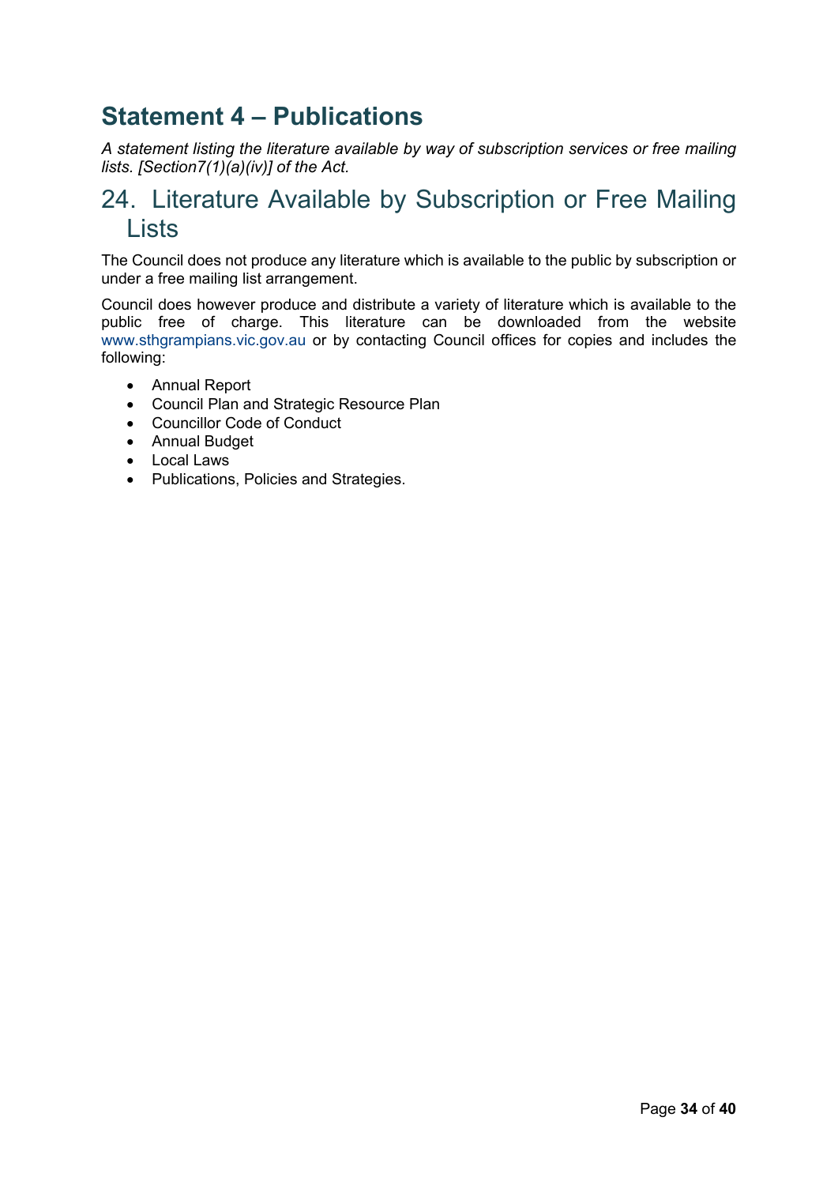# Statement 4 – Publications

*A statement listing the literature available by way of subscription services or free mailing lists. [Section7(1)(a)(iv)] of the Act.*

## 24. Literature Available by Subscription or Free Mailing Lists

The Council does not produce any literature which is available to the public by subscription or under a free mailing list arrangement.

Council does however produce and distribute a variety of literature which is available to the public free of charge. This literature can be downloaded from the website www.sthgrampians.vic.gov.au or by contacting Council offices for copies and includes the following:

- Annual Report
- Council Plan and Strategic Resource Plan
- Councillor Code of Conduct
- Annual Budget
- Local Laws
- Publications, Policies and Strategies.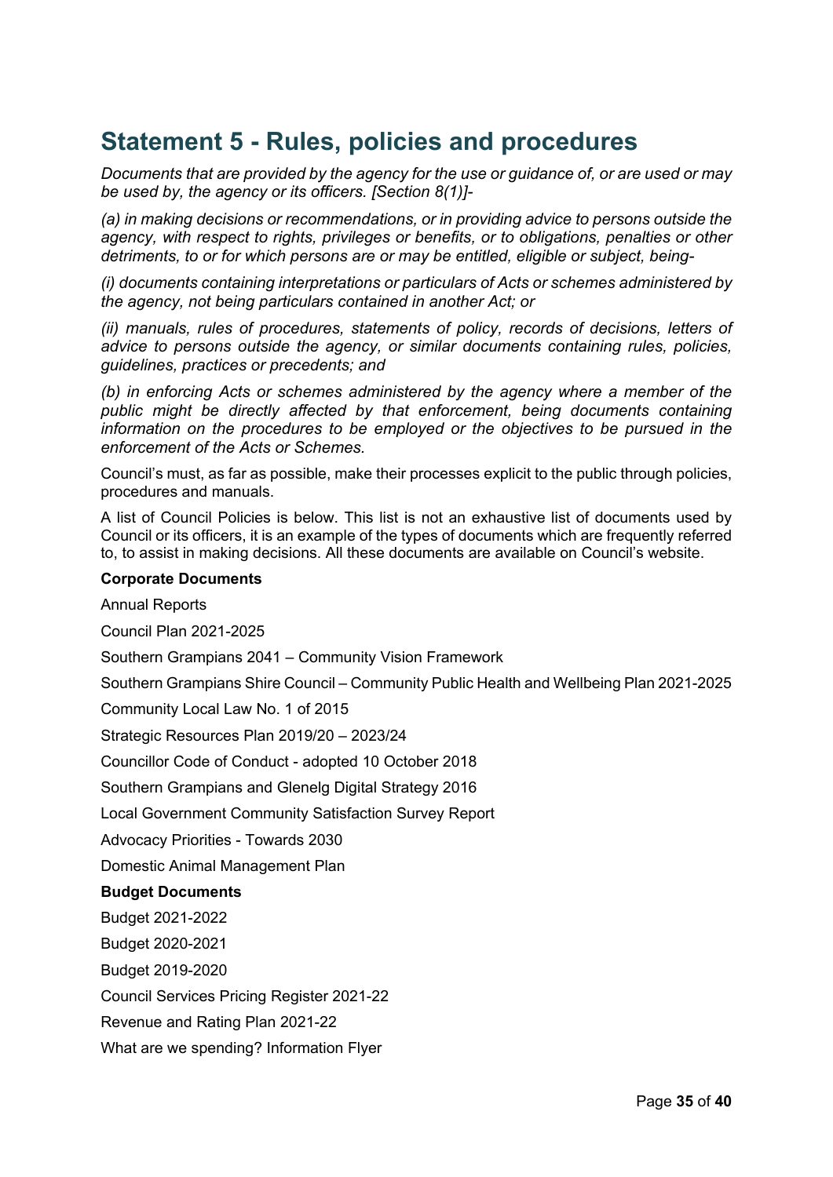# Statement 5 - Rules, policies and procedures

*Documents that are provided by the agency for the use or guidance of, or are used or may be used by, the agency or its officers. [Section 8(1)]-*

*(a) in making decisions or recommendations, or in providing advice to persons outside the agency, with respect to rights, privileges or benefits, or to obligations, penalties or other detriments, to or for which persons are or may be entitled, eligible or subject, being-*

*(i) documents containing interpretations or particulars of Acts or schemes administered by the agency, not being particulars contained in another Act; or*

*(ii) manuals, rules of procedures, statements of policy, records of decisions, letters of advice to persons outside the agency, or similar documents containing rules, policies, guidelines, practices or precedents; and*

*(b) in enforcing Acts or schemes administered by the agency where a member of the public might be directly affected by that enforcement, being documents containing information on the procedures to be employed or the objectives to be pursued in the enforcement of the Acts or Schemes.*

Council's must, as far as possible, make their processes explicit to the public through policies, procedures and manuals.

A list of Council Policies is below. This list is not an exhaustive list of documents used by Council or its officers, it is an example of the types of documents which are frequently referred to, to assist in making decisions. All these documents are available on Council's website.

**Corporate Documents**

Annual Reports

Council Plan 2021-2025

Southern Grampians 2041 – Community Vision Framework

Southern Grampians Shire Council – Community Public Health and Wellbeing Plan 2021-2025

Community Local Law No. 1 of 2015

Strategic Resources Plan 2019/20 – 2023/24

Councillor Code of Conduct - adopted 10 October 2018

Southern Grampians and Glenelg Digital Strategy 2016

Local Government Community Satisfaction Survey Report

Advocacy Priorities - Towards 2030

Domestic Animal Management Plan

**Budget Documents**

Budget 2021-2022

Budget 2020-2021

Budget 2019-2020

Council Services Pricing Register 2021-22

Revenue and Rating Plan 2021-22

What are we spending? Information Flyer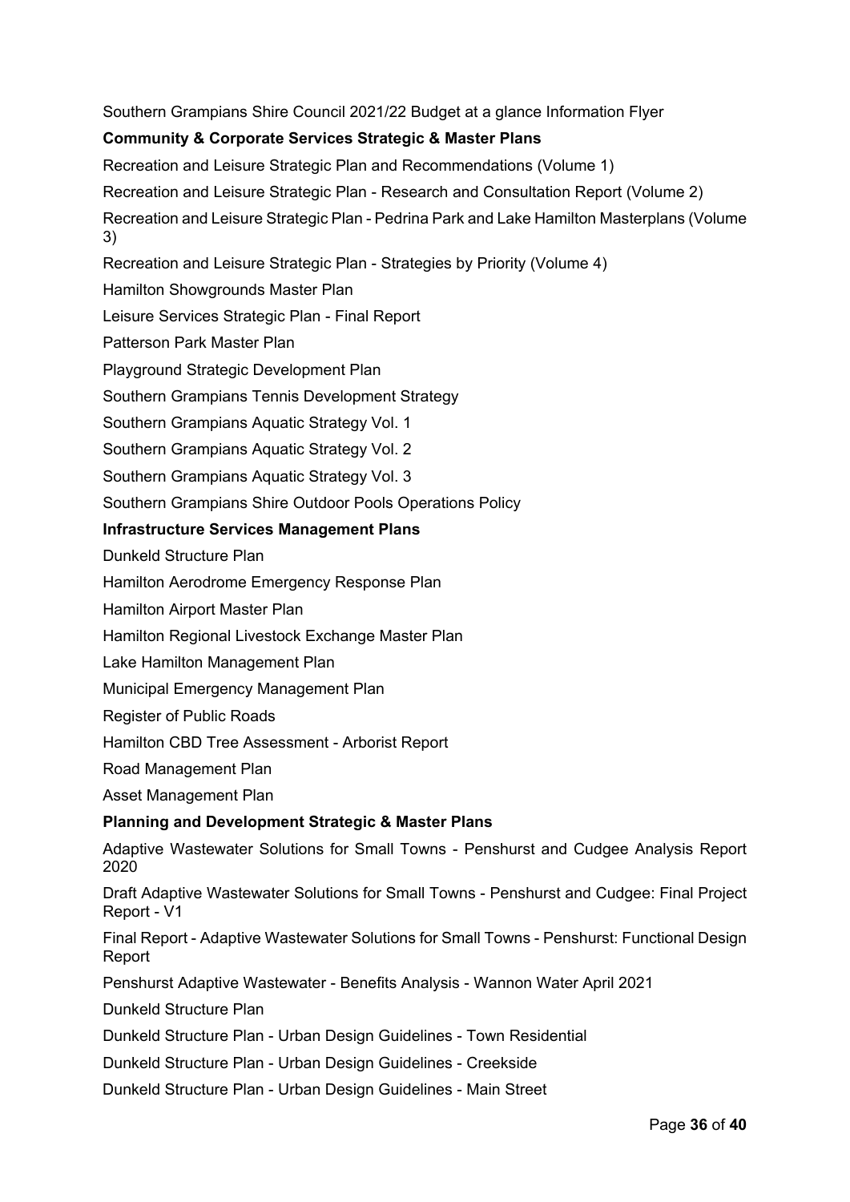Southern Grampians Shire Council 2021/22 Budget at a glance Information Flyer

**Community & Corporate Services Strategic & Master Plans**

Recreation and Leisure Strategic Plan and Recommendations (Volume 1)

Recreation and Leisure Strategic Plan - Research and Consultation Report (Volume 2)

Recreation and Leisure Strategic Plan - Pedrina Park and Lake Hamilton Masterplans (Volume 3)

Recreation and Leisure Strategic Plan - Strategies by Priority (Volume 4)

Hamilton Showgrounds Master Plan

Leisure Services Strategic Plan - Final Report

Patterson Park Master Plan

Playground Strategic Development Plan

Southern Grampians Tennis Development Strategy

Southern Grampians Aquatic Strategy Vol. 1

Southern Grampians Aquatic Strategy Vol. 2

Southern Grampians Aquatic Strategy Vol. 3

Southern Grampians Shire Outdoor Pools Operations Policy

**Infrastructure Services Management Plans**

Dunkeld Structure Plan

Hamilton Aerodrome Emergency Response Plan

Hamilton Airport Master Plan

Hamilton Regional Livestock Exchange Master Plan

Lake Hamilton Management Plan

Municipal Emergency Management Plan

Register of Public Roads

Hamilton CBD Tree Assessment - Arborist Report

Road Management Plan

Asset Management Plan

**Planning and Development Strategic & Master Plans**

Adaptive Wastewater Solutions for Small Towns - Penshurst and Cudgee Analysis Report 2020

Draft Adaptive Wastewater Solutions for Small Towns - Penshurst and Cudgee: Final Project Report - V1

Final Report - Adaptive Wastewater Solutions for Small Towns - Penshurst: Functional Design Report

Penshurst Adaptive Wastewater - Benefits Analysis - Wannon Water April 2021

Dunkeld Structure Plan

Dunkeld Structure Plan - Urban Design Guidelines - Town Residential

Dunkeld Structure Plan - Urban Design Guidelines - Creekside

Dunkeld Structure Plan - Urban Design Guidelines - Main Street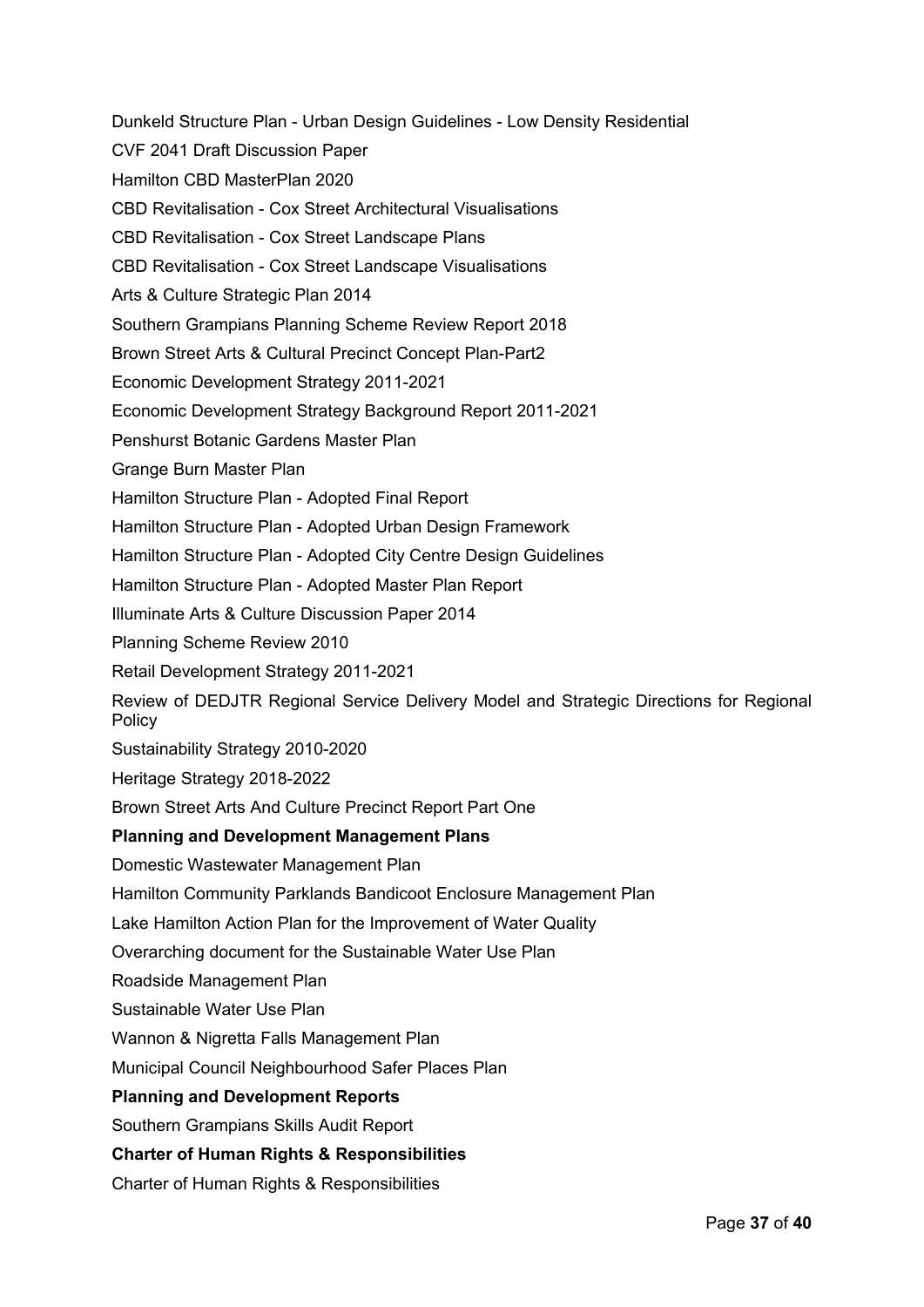Dunkeld Structure Plan - Urban Design Guidelines - Low Density Residential

CVF 2041 Draft Discussion Paper

Hamilton CBD MasterPlan 2020

CBD Revitalisation - Cox Street Architectural Visualisations

CBD Revitalisation - Cox Street Landscape Plans

CBD Revitalisation - Cox Street Landscape Visualisations

Arts & Culture Strategic Plan 2014

Southern Grampians Planning Scheme Review Report 2018

Brown Street Arts & Cultural Precinct Concept Plan-Part2

Economic Development Strategy 2011-2021

Economic Development Strategy Background Report 2011-2021

Penshurst Botanic Gardens Master Plan

Grange Burn Master Plan

Hamilton Structure Plan - Adopted Final Report

Hamilton Structure Plan - Adopted Urban Design Framework

Hamilton Structure Plan - Adopted City Centre Design Guidelines

Hamilton Structure Plan - Adopted Master Plan Report

Illuminate Arts & Culture Discussion Paper 2014

Planning Scheme Review 2010

Retail Development Strategy 2011-2021

Review of DEDJTR Regional Service Delivery Model and Strategic Directions for Regional Policy

Sustainability Strategy 2010-2020

Heritage Strategy 2018-2022

Brown Street Arts And Culture Precinct Report Part One

**Planning and Development Management Plans**

Domestic Wastewater Management Plan

Hamilton Community Parklands Bandicoot Enclosure Management Plan

Lake Hamilton Action Plan for the Improvement of Water Quality

Overarching document for the Sustainable Water Use Plan

Roadside Management Plan

Sustainable Water Use Plan

Wannon & Nigretta Falls Management Plan

Municipal Council Neighbourhood Safer Places Plan

**Planning and Development Reports**

Southern Grampians Skills Audit Report

**Charter of Human Rights & Responsibilities**

Charter of Human Rights & Responsibilities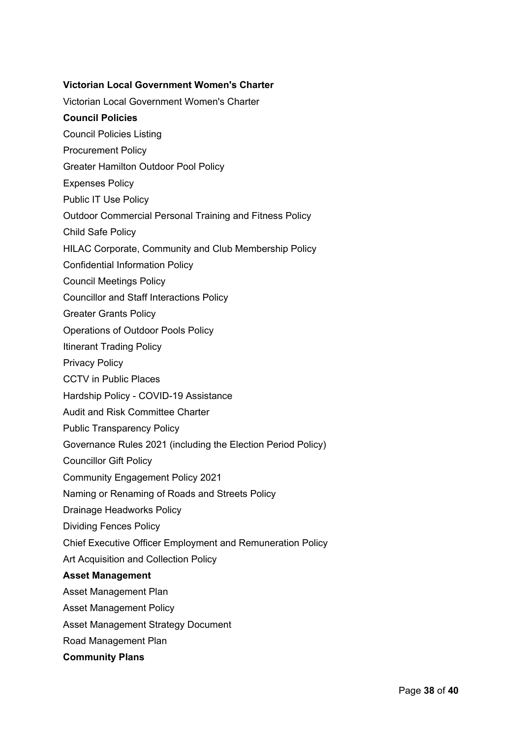**Victorian Local Government Women's Charter**

Victorian Local Government Women's Charter

**Council Policies**

Council Policies Listing

Procurement Policy

Greater Hamilton Outdoor Pool Policy

Expenses Policy

Public IT Use Policy

Outdoor Commercial Personal Training and Fitness Policy

Child Safe Policy

HILAC Corporate, Community and Club Membership Policy

Confidential Information Policy

Council Meetings Policy

Councillor and Staff Interactions Policy

Greater Grants Policy

Operations of Outdoor Pools Policy

Itinerant Trading Policy

Privacy Policy

CCTV in Public Places

Hardship Policy - COVID-19 Assistance

Audit and Risk Committee Charter

Public Transparency Policy

Governance Rules 2021 (including the Election Period Policy)

Councillor Gift Policy

Community Engagement Policy 2021

Naming or Renaming of Roads and Streets Policy

Drainage Headworks Policy

Dividing Fences Policy

Chief Executive Officer Employment and Remuneration Policy

Art Acquisition and Collection Policy

**Asset Management**

Asset Management Plan

Asset Management Policy

Asset Management Strategy Document

Road Management Plan

**Community Plans**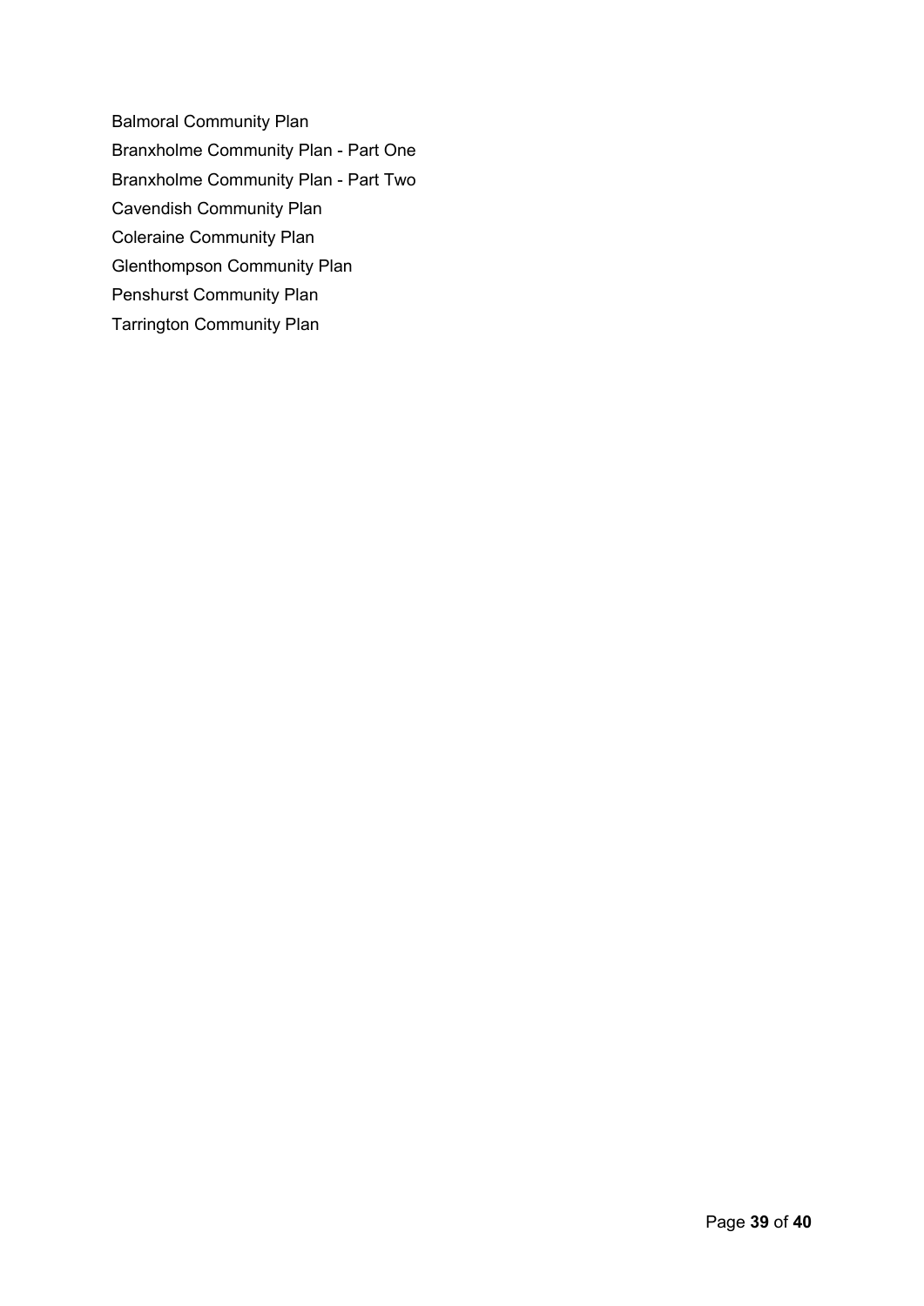Balmoral Community Plan

Branxholme Community Plan - Part One

Branxholme Community Plan - Part Two

Cavendish Community Plan

Coleraine Community Plan

Glenthompson Community Plan

Penshurst Community Plan

Tarrington Community Plan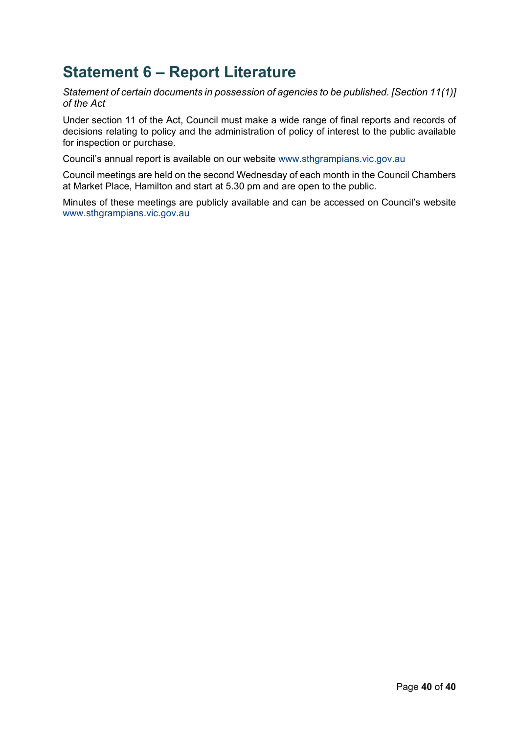# Statement 6 – Report Literature

*Statement of certain documents in possession of agencies to be published. [Section 11(1)] of the Act*

Under section 11 of the Act, Council must make a wide range of final reports and records of decisions relating to policy and the administration of policy of interest to the public available for inspection or purchase.

Council's annual report is available on our website www.sthgrampians.vic.gov.au

Council meetings are held on the second Wednesday of each month in the Council Chambers at Market Place, Hamilton and start at 5.30 pm and are open to the public.

Minutes of these meetings are publicly available and can be accessed on Council's website www.sthgrampians.vic.gov.au